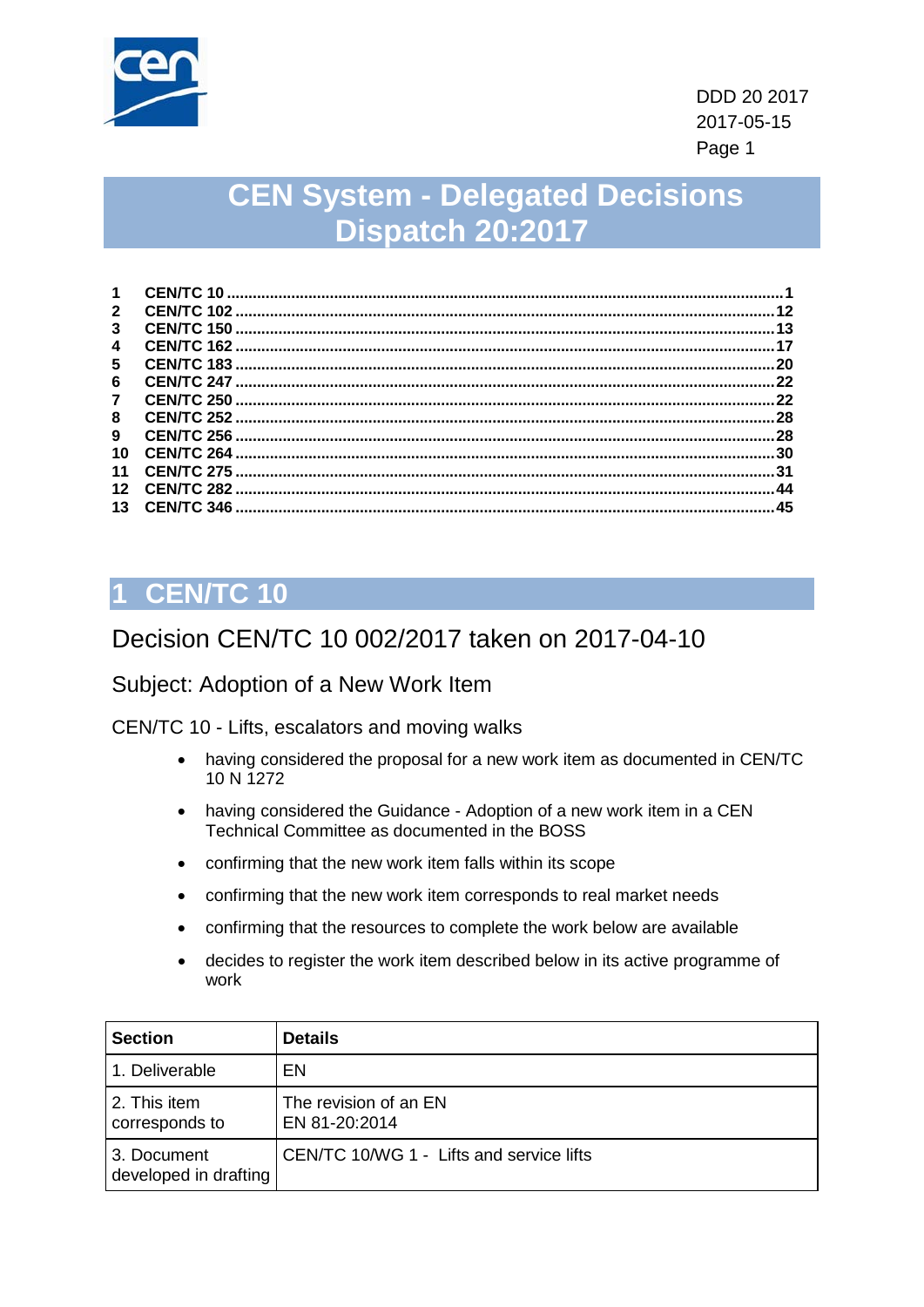DDD 20 2017
2017-05-15

# CEN System - Delegated Decisions Dispatch 20:2017

| | | |
|---|---|---|
| 1 | CEN/TC 10 | 1 |
| 2 | CEN/TC 102 | 12 |
| 3 | CEN/TC 150 | 13 |
| 4 | CEN/TC 162 | 17 |
| 5 | CEN/TC 183 | 20 |
| 6 | CEN/TC 247 | 22 |
| 7 | CEN/TC 250 | 22 |
| 8 | CEN/TC 252 | 28 |
| 9 | CEN/TC 256 | 28 |
| 10 | CEN/TC 264 | 30 |
| 11 | CEN/TC 275 | 31 |
| 12 | CEN/TC 282 | 44 |
| 13 | CEN/TC 346 | 45 |

## 1 CEN/TC 10

### Decision CEN/TC 10 002/2017 taken on 2017-04-10

#### Subject: Adoption of a New Work Item

CEN/TC 10 - Lifts, escalators and moving walks

- having considered the proposal for a new work item as documented in CEN/TC 10 N 1272
- having considered the Guidance - Adoption of a new work item in a CEN Technical Committee as documented in the BOSS
- confirming that the new work item falls within its scope
- confirming that the new work item corresponds to real market needs
- confirming that the resources to complete the work below are available
- decides to register the work item described below in its active programme of work

| Section | Details |
|---|---|
| 1. Deliverable | EN |
| 2. This item corresponds to | The revision of an EN<br>EN 81-20:2014 |
| 3. Document developed in drafting | CEN/TC 10/WG 1 - Lifts and service lifts |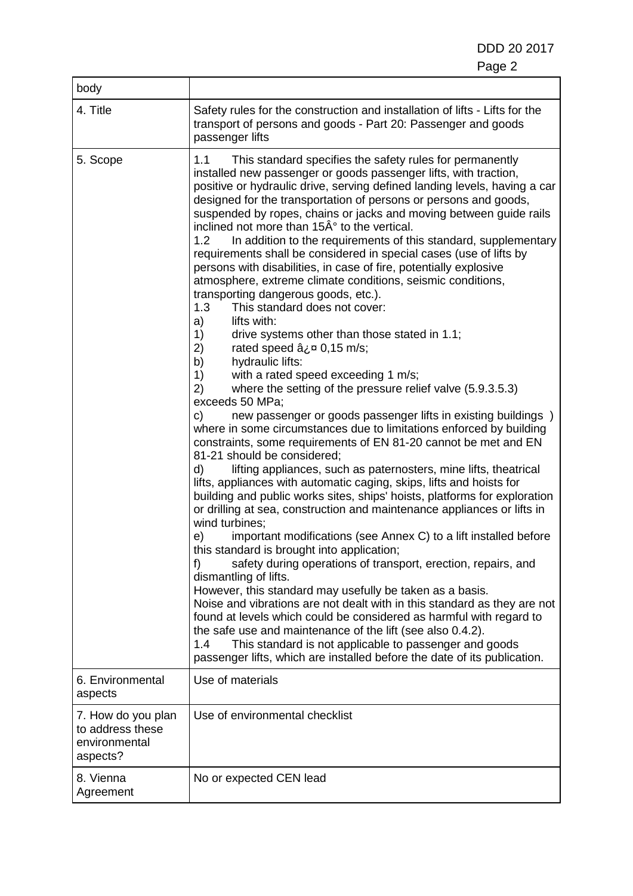| body | |
|---|---|
| 4. Title | Safety rules for the construction and installation of lifts - Lifts for the transport of persons and goods - Part 20: Passenger and goods passenger lifts |
| 5. Scope | 1.1 This standard specifies the safety rules for permanently installed new passenger or goods passenger lifts, with traction, positive or hydraulic drive, serving defined landing levels, having a car designed for the transportation of persons or persons and goods, suspended by ropes, chains or jacks and moving between guide rails inclined not more than 15Â° to the vertical.<br>1.2 In addition to the requirements of this standard, supplementary requirements shall be considered in special cases (use of lifts by persons with disabilities, in case of fire, potentially explosive atmosphere, extreme climate conditions, seismic conditions, transporting dangerous goods, etc.).<br>1.3 This standard does not cover:<br>a) lifts with:<br>1) drive systems other than those stated in 1.1;<br>2) rated speed â¿¤ 0,15 m/s;<br>b) hydraulic lifts:<br>1) with a rated speed exceeding 1 m/s;<br>2) where the setting of the pressure relief valve (5.9.3.5.3) exceeds 50 MPa;<br>c) new passenger or goods passenger lifts in existing buildings ) where in some circumstances due to limitations enforced by building constraints, some requirements of EN 81-20 cannot be met and EN 81-21 should be considered;<br>d) lifting appliances, such as paternosters, mine lifts, theatrical lifts, appliances with automatic caging, skips, lifts and hoists for building and public works sites, ships' hoists, platforms for exploration or drilling at sea, construction and maintenance appliances or lifts in wind turbines;<br>e) important modifications (see Annex C) to a lift installed before this standard is brought into application;<br>f) safety during operations of transport, erection, repairs, and dismantling of lifts.<br>However, this standard may usefully be taken as a basis.<br>Noise and vibrations are not dealt with in this standard as they are not found at levels which could be considered as harmful with regard to the safe use and maintenance of the lift (see also 0.4.2).<br>1.4 This standard is not applicable to passenger and goods passenger lifts, which are installed before the date of its publication. |
| 6. Environmental aspects | Use of materials |
| 7. How do you plan to address these environmental aspects? | Use of environmental checklist |
| 8. Vienna Agreement | No or expected CEN lead |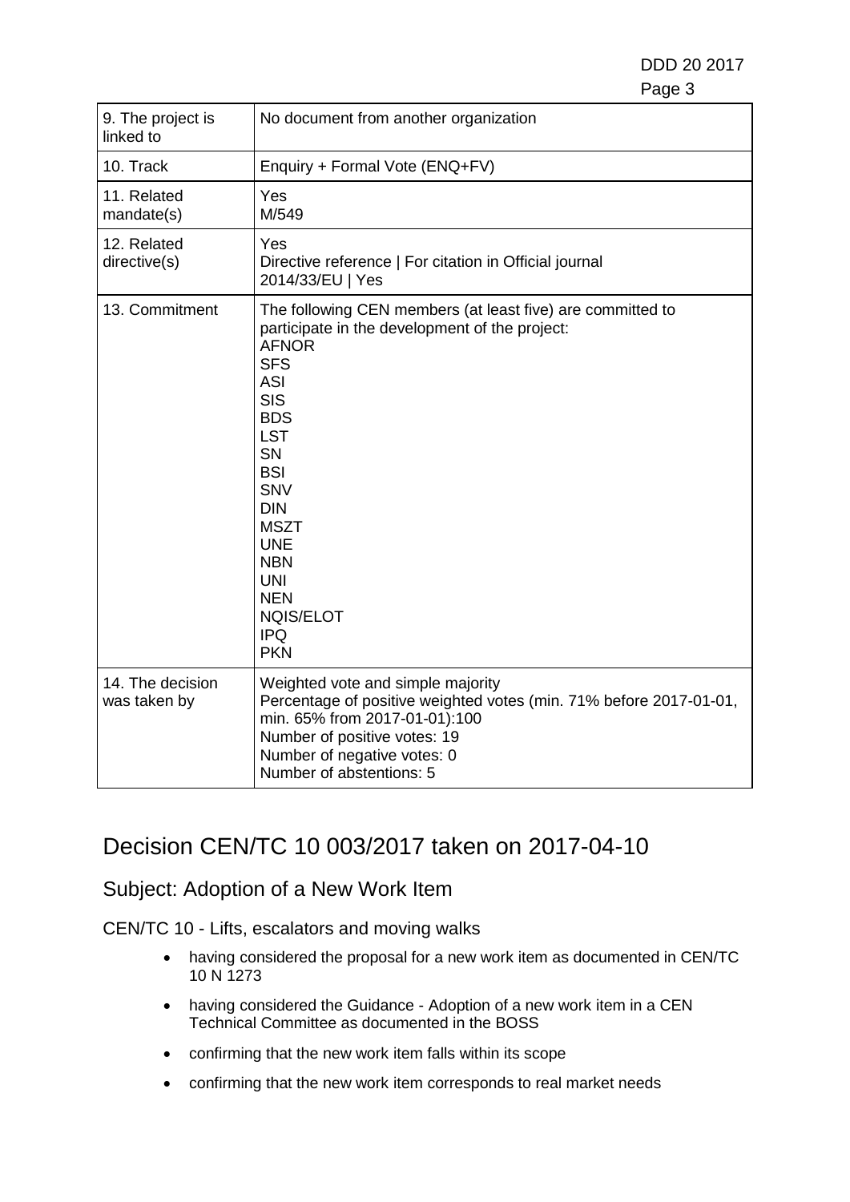| | |
|---|---|
| 9. The project is linked to | No document from another organization |
| 10. Track | Enquiry + Formal Vote (ENQ+FV) |
| 11. Related mandate(s) | Yes<br>M/549 |
| 12. Related directive(s) | Yes<br>Directive reference \| For citation in Official journal<br>2014/33/EU \| Yes |
| 13. Commitment | The following CEN members (at least five) are committed to participate in the development of the project:<br>AFNOR<br>SFS<br>ASI<br>SIS<br>BDS<br>LST<br>SN<br>BSI<br>SNV<br>DIN<br>MSZT<br>UNE<br>NBN<br>UNI<br>NEN<br>NQIS/ELOT<br>IPQ<br>PKN |
| 14. The decision was taken by | Weighted vote and simple majority<br>Percentage of positive weighted votes (min. 71% before 2017-01-01, min. 65% from 2017-01-01):100<br>Number of positive votes: 19<br>Number of negative votes: 0<br>Number of abstentions: 5 |

# Decision CEN/TC 10 003/2017 taken on 2017-04-10

## Subject: Adoption of a New Work Item

CEN/TC 10 - Lifts, escalators and moving walks

- having considered the proposal for a new work item as documented in CEN/TC 10 N 1273
- having considered the Guidance - Adoption of a new work item in a CEN Technical Committee as documented in the BOSS
- confirming that the new work item falls within its scope
- confirming that the new work item corresponds to real market needs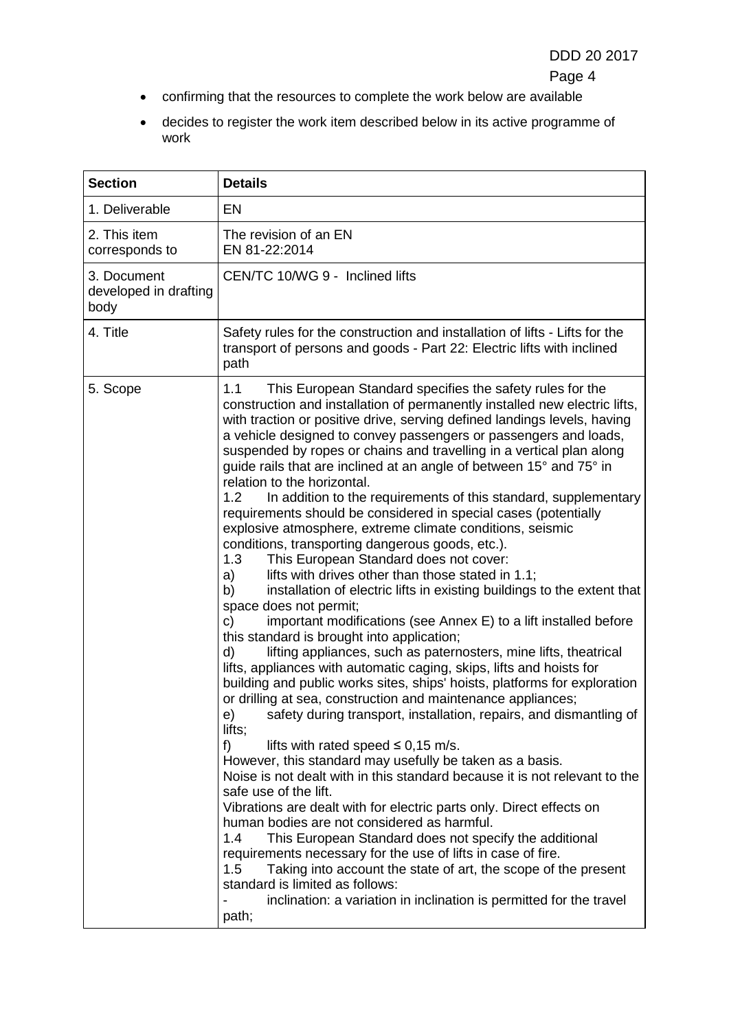- confirming that the resources to complete the work below are available
- decides to register the work item described below in its active programme of work

| Section | Details |
|---|---|
| 1. Deliverable | EN |
| 2. This item corresponds to | The revision of an EN<br>EN 81-22:2014 |
| 3. Document developed in drafting body | CEN/TC 10/WG 9 - Inclined lifts |
| 4. Title | Safety rules for the construction and installation of lifts - Lifts for the transport of persons and goods - Part 22: Electric lifts with inclined path |
| 5. Scope | 1.1 This European Standard specifies the safety rules for the construction and installation of permanently installed new electric lifts, with traction or positive drive, serving defined landings levels, having a vehicle designed to convey passengers or passengers and loads, suspended by ropes or chains and travelling in a vertical plan along guide rails that are inclined at an angle of between 15° and 75° in relation to the horizontal.<br>1.2 In addition to the requirements of this standard, supplementary requirements should be considered in special cases (potentially explosive atmosphere, extreme climate conditions, seismic conditions, transporting dangerous goods, etc.).<br>1.3 This European Standard does not cover:<br>a) lifts with drives other than those stated in 1.1;<br>b) installation of electric lifts in existing buildings to the extent that space does not permit;<br>c) important modifications (see Annex E) to a lift installed before this standard is brought into application;<br>d) lifting appliances, such as paternosters, mine lifts, theatrical lifts, appliances with automatic caging, skips, lifts and hoists for building and public works sites, ships' hoists, platforms for exploration or drilling at sea, construction and maintenance appliances;<br>e) safety during transport, installation, repairs, and dismantling of lifts;<br>f) lifts with rated speed ≤ 0,15 m/s.<br>However, this standard may usefully be taken as a basis.<br>Noise is not dealt with in this standard because it is not relevant to the safe use of the lift.<br>Vibrations are dealt with for electric parts only. Direct effects on human bodies are not considered as harmful.<br>1.4 This European Standard does not specify the additional requirements necessary for the use of lifts in case of fire.<br>1.5 Taking into account the state of art, the scope of the present standard is limited as follows:<br>- inclination: a variation in inclination is permitted for the travel path; |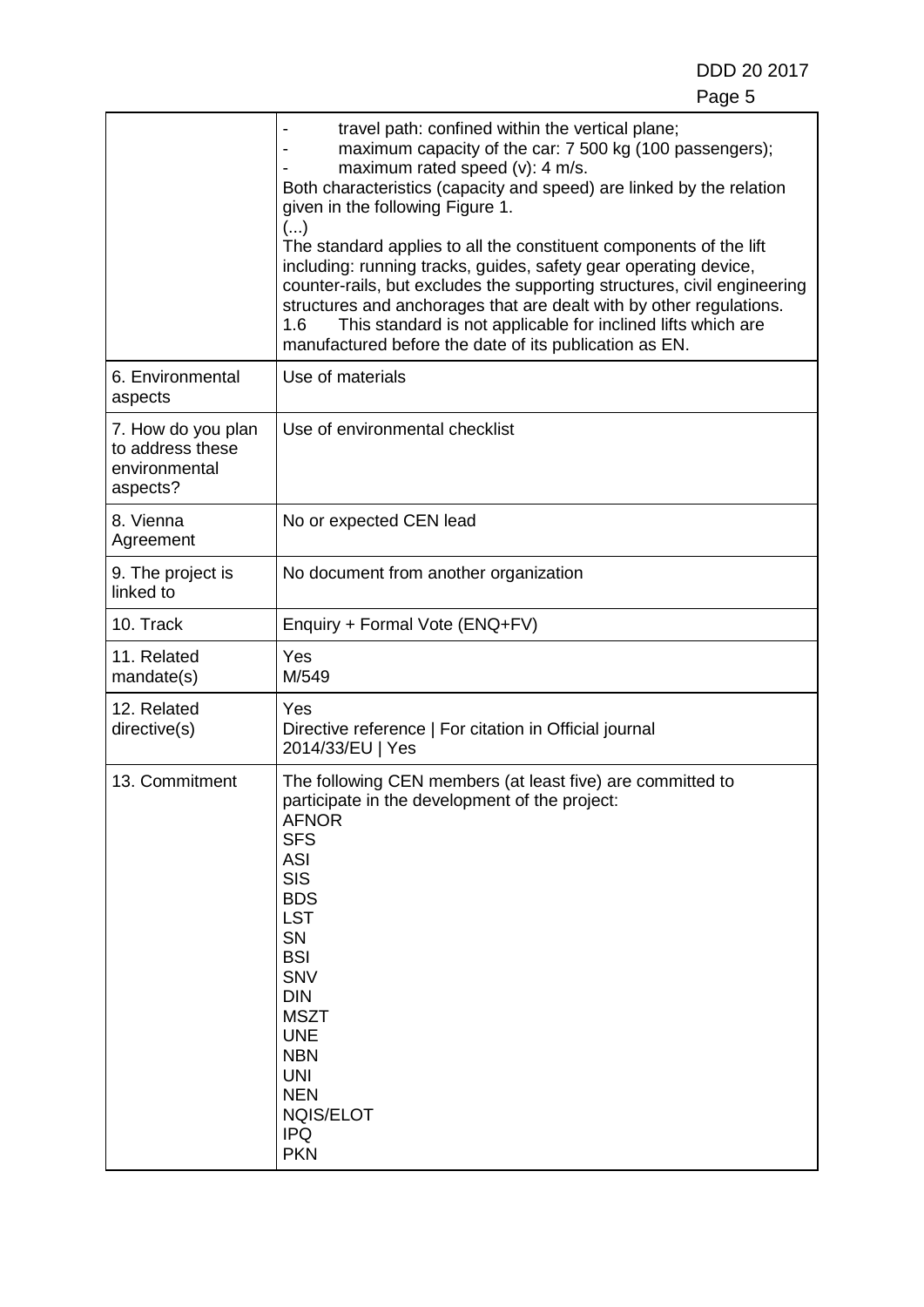| | |
|---|---|
| | - travel path: confined within the vertical plane;<br>- maximum capacity of the car: 7 500 kg (100 passengers);<br>- maximum rated speed (v): 4 m/s.<br>Both characteristics (capacity and speed) are linked by the relation given in the following Figure 1.<br>(...)<br>The standard applies to all the constituent components of the lift including: running tracks, guides, safety gear operating device, counter-rails, but excludes the supporting structures, civil engineering structures and anchorages that are dealt with by other regulations.<br>1.6 This standard is not applicable for inclined lifts which are manufactured before the date of its publication as EN. |
| 6. Environmental aspects | Use of materials |
| 7. How do you plan to address these environmental aspects? | Use of environmental checklist |
| 8. Vienna Agreement | No or expected CEN lead |
| 9. The project is linked to | No document from another organization |
| 10. Track | Enquiry + Formal Vote (ENQ+FV) |
| 11. Related mandate(s) | Yes<br>M/549 |
| 12. Related directive(s) | Yes<br>Directive reference \| For citation in Official journal<br>2014/33/EU \| Yes |
| 13. Commitment | The following CEN members (at least five) are committed to participate in the development of the project:<br>AFNOR<br>SFS<br>ASI<br>SIS<br>BDS<br>LST<br>SN<br>BSI<br>SNV<br>DIN<br>MSZT<br>UNE<br>NBN<br>UNI<br>NEN<br>NQIS/ELOT<br>IPQ<br>PKN |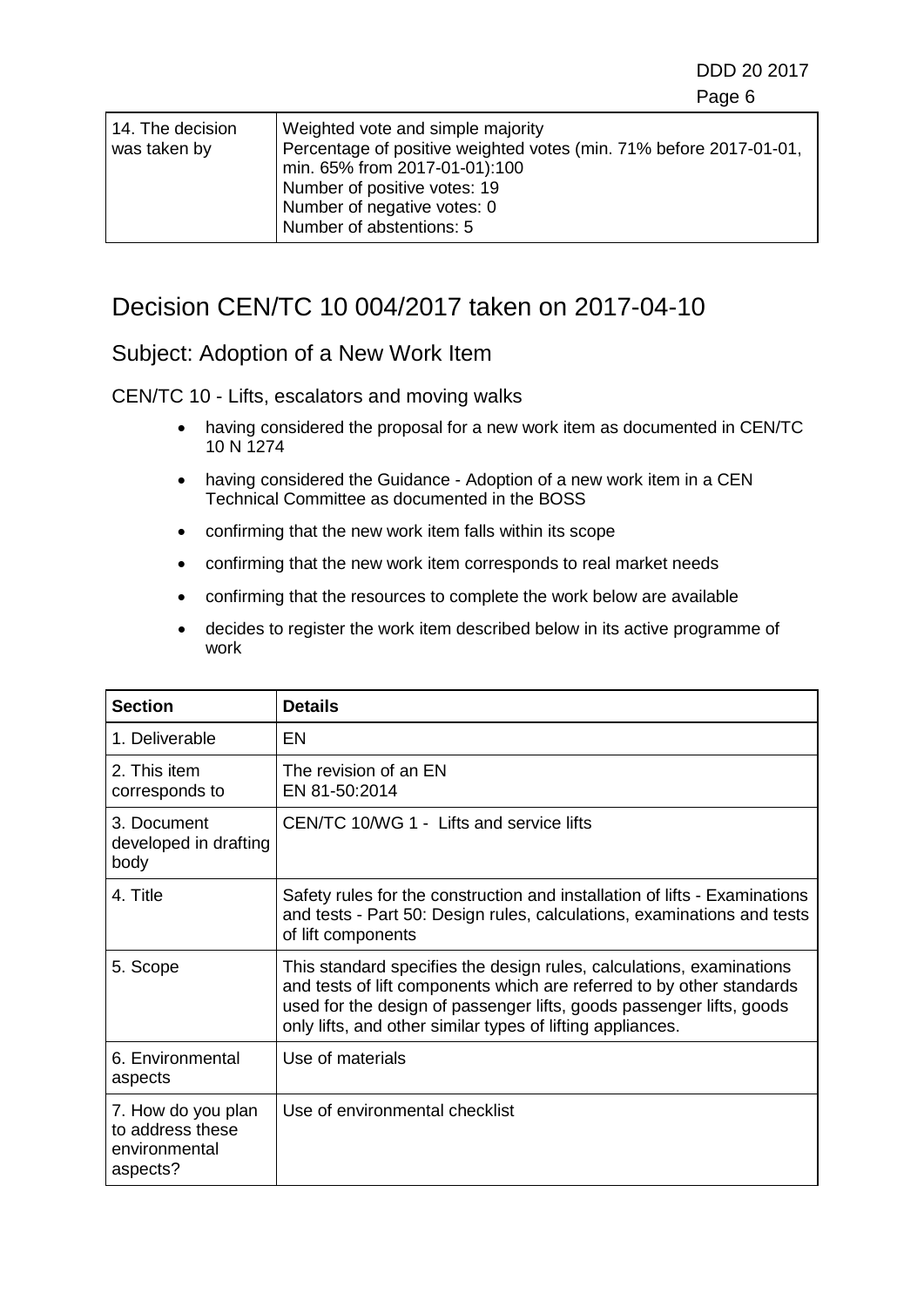| | |
|---|---|
| 14. The decision was taken by | Weighted vote and simple majority<br>Percentage of positive weighted votes (min. 71% before 2017-01-01, min. 65% from 2017-01-01):100<br>Number of positive votes: 19<br>Number of negative votes: 0<br>Number of abstentions: 5 |

# Decision CEN/TC 10 004/2017 taken on 2017-04-10

## Subject: Adoption of a New Work Item

CEN/TC 10 - Lifts, escalators and moving walks

- having considered the proposal for a new work item as documented in CEN/TC 10 N 1274
- having considered the Guidance - Adoption of a new work item in a CEN Technical Committee as documented in the BOSS
- confirming that the new work item falls within its scope
- confirming that the new work item corresponds to real market needs
- confirming that the resources to complete the work below are available
- decides to register the work item described below in its active programme of work

| Section | Details |
|---|---|
| 1. Deliverable | EN |
| 2. This item corresponds to | The revision of an EN<br>EN 81-50:2014 |
| 3. Document developed in drafting body | CEN/TC 10/WG 1 - Lifts and service lifts |
| 4. Title | Safety rules for the construction and installation of lifts - Examinations and tests - Part 50: Design rules, calculations, examinations and tests of lift components |
| 5. Scope | This standard specifies the design rules, calculations, examinations and tests of lift components which are referred to by other standards used for the design of passenger lifts, goods passenger lifts, goods only lifts, and other similar types of lifting appliances. |
| 6. Environmental aspects | Use of materials |
| 7. How do you plan to address these environmental aspects? | Use of environmental checklist |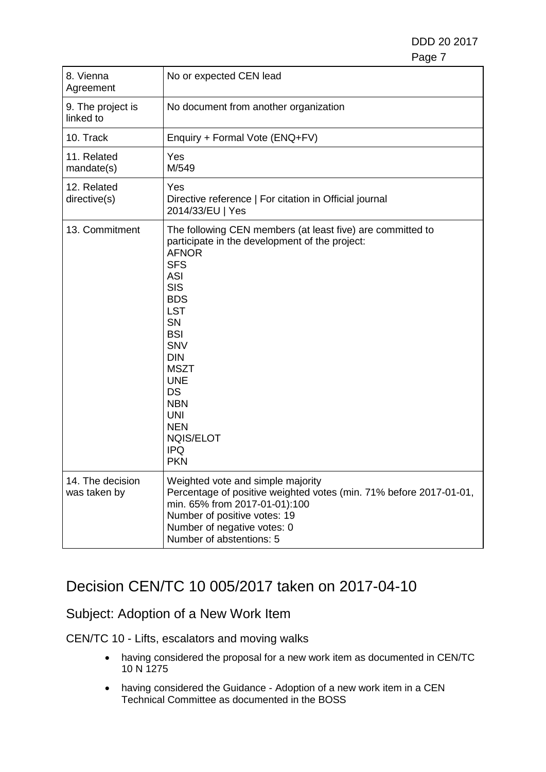| | |
|---|---|
| 8. Vienna Agreement | No or expected CEN lead |
| 9. The project is linked to | No document from another organization |
| 10. Track | Enquiry + Formal Vote (ENQ+FV) |
| 11. Related mandate(s) | Yes<br>M/549 |
| 12. Related directive(s) | Yes<br>Directive reference \| For citation in Official journal<br>2014/33/EU \| Yes |
| 13. Commitment | The following CEN members (at least five) are committed to participate in the development of the project:<br>AFNOR<br>SFS<br>ASI<br>SIS<br>BDS<br>LST<br>SN<br>BSI<br>SNV<br>DIN<br>MSZT<br>UNE<br>DS<br>NBN<br>UNI<br>NEN<br>NQIS/ELOT<br>IPQ<br>PKN |
| 14. The decision was taken by | Weighted vote and simple majority<br>Percentage of positive weighted votes (min. 71% before 2017-01-01, min. 65% from 2017-01-01):100<br>Number of positive votes: 19<br>Number of negative votes: 0<br>Number of abstentions: 5 |

# Decision CEN/TC 10 005/2017 taken on 2017-04-10

## Subject: Adoption of a New Work Item

CEN/TC 10 - Lifts, escalators and moving walks

- having considered the proposal for a new work item as documented in CEN/TC 10 N 1275
- having considered the Guidance - Adoption of a new work item in a CEN Technical Committee as documented in the BOSS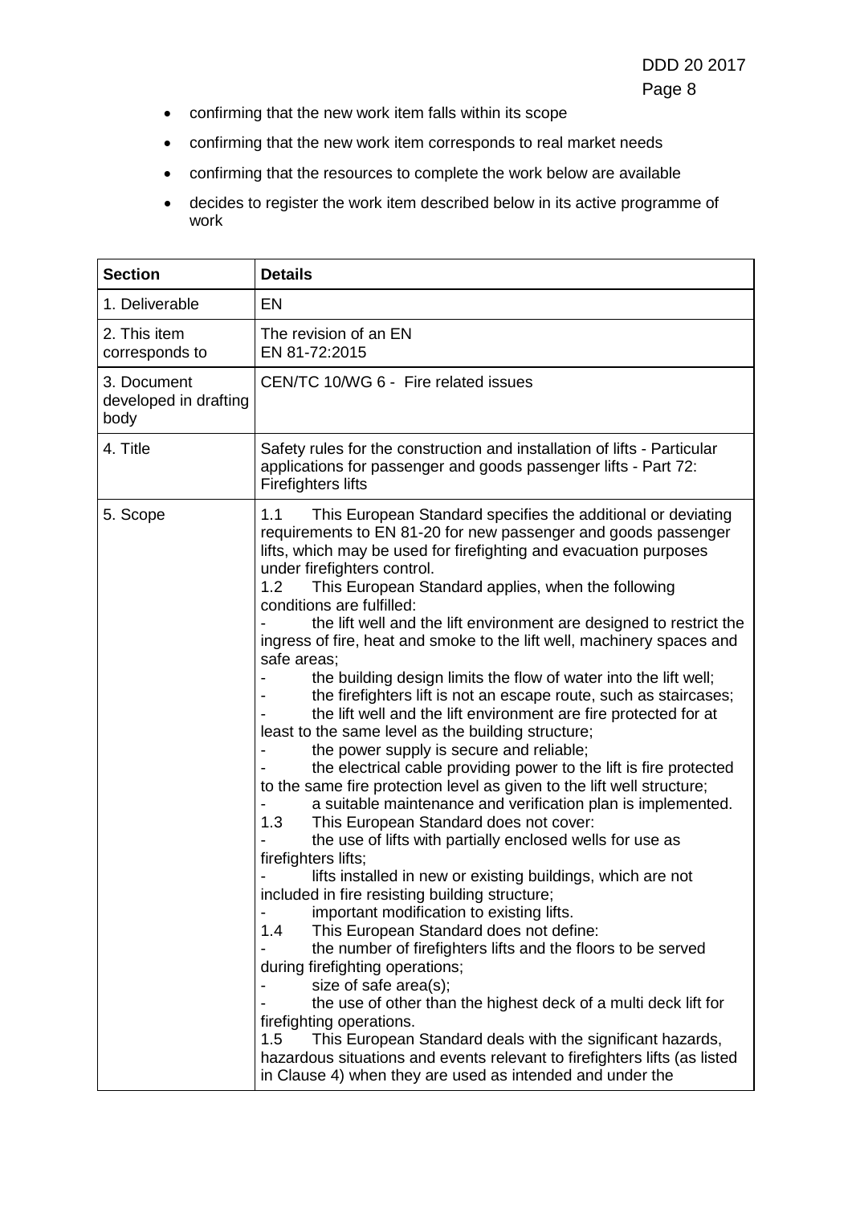- confirming that the new work item falls within its scope
- confirming that the new work item corresponds to real market needs
- confirming that the resources to complete the work below are available
- decides to register the work item described below in its active programme of work

| Section | Details |
|---|---|
| 1. Deliverable | EN |
| 2. This item corresponds to | The revision of an EN<br>EN 81-72:2015 |
| 3. Document developed in drafting body | CEN/TC 10/WG 6 - Fire related issues |
| 4. Title | Safety rules for the construction and installation of lifts - Particular applications for passenger and goods passenger lifts - Part 72: Firefighters lifts |
| 5. Scope | 1.1 This European Standard specifies the additional or deviating requirements to EN 81-20 for new passenger and goods passenger lifts, which may be used for firefighting and evacuation purposes under firefighters control.<br>1.2 This European Standard applies, when the following conditions are fulfilled:<br>- the lift well and the lift environment are designed to restrict the ingress of fire, heat and smoke to the lift well, machinery spaces and safe areas;<br>- the building design limits the flow of water into the lift well;<br>- the firefighters lift is not an escape route, such as staircases;<br>- the lift well and the lift environment are fire protected for at least to the same level as the building structure;<br>- the power supply is secure and reliable;<br>- the electrical cable providing power to the lift is fire protected to the same fire protection level as given to the lift well structure;<br>- a suitable maintenance and verification plan is implemented.<br>1.3 This European Standard does not cover:<br>- the use of lifts with partially enclosed wells for use as firefighters lifts;<br>- lifts installed in new or existing buildings, which are not included in fire resisting building structure;<br>- important modification to existing lifts.<br>1.4 This European Standard does not define:<br>- the number of firefighters lifts and the floors to be served during firefighting operations;<br>- size of safe area(s);<br>- the use of other than the highest deck of a multi deck lift for firefighting operations.<br>1.5 This European Standard deals with the significant hazards, hazardous situations and events relevant to firefighters lifts (as listed in Clause 4) when they are used as intended and under the |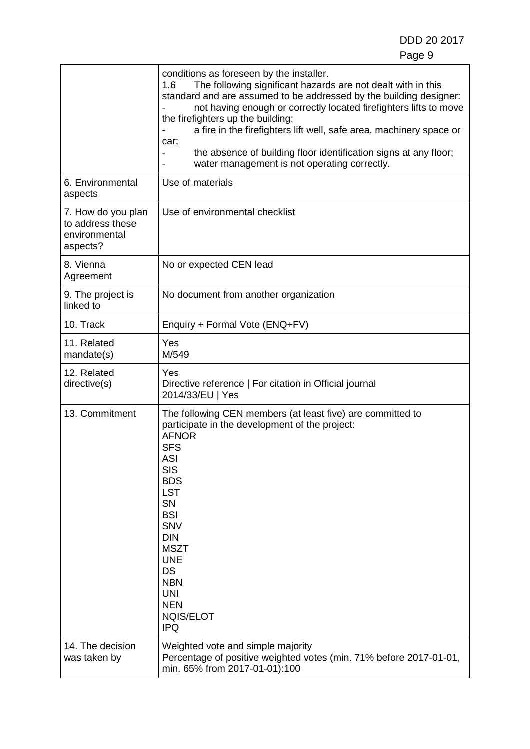| | |
|---|---|
| | conditions as foreseen by the installer.<br>1.6 The following significant hazards are not dealt with in this standard and are assumed to be addressed by the building designer:<br>- not having enough or correctly located firefighters lifts to move the firefighters up the building;<br>- a fire in the firefighters lift well, safe area, machinery space or car;<br>- the absence of building floor identification signs at any floor;<br>- water management is not operating correctly. |
| 6. Environmental aspects | Use of materials |
| 7. How do you plan to address these environmental aspects? | Use of environmental checklist |
| 8. Vienna Agreement | No or expected CEN lead |
| 9. The project is linked to | No document from another organization |
| 10. Track | Enquiry + Formal Vote (ENQ+FV) |
| 11. Related mandate(s) | Yes<br>M/549 |
| 12. Related directive(s) | Yes<br>Directive reference \| For citation in Official journal<br>2014/33/EU \| Yes |
| 13. Commitment | The following CEN members (at least five) are committed to participate in the development of the project:<br>AFNOR<br>SFS<br>ASI<br>SIS<br>BDS<br>LST<br>SN<br>BSI<br>SNV<br>DIN<br>MSZT<br>UNE<br>DS<br>NBN<br>UNI<br>NEN<br>NQIS/ELOT<br>IPQ |
| 14. The decision was taken by | Weighted vote and simple majority<br>Percentage of positive weighted votes (min. 71% before 2017-01-01, min. 65% from 2017-01-01):100 |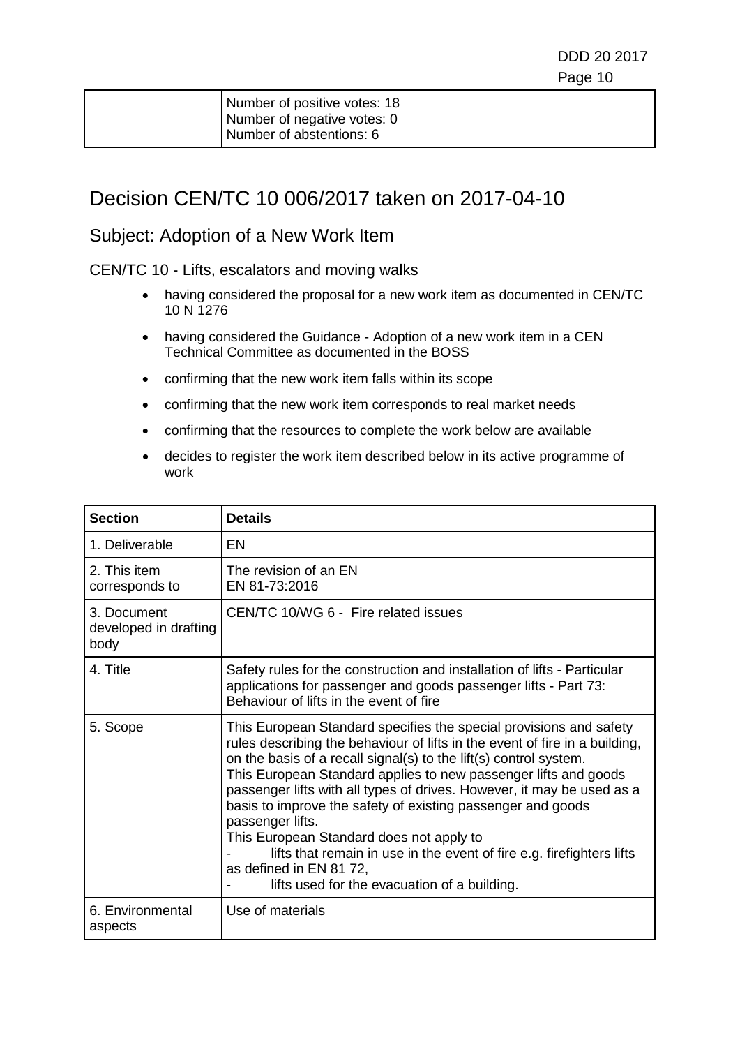| | Number of positive votes: 18<br>Number of negative votes: 0<br>Number of abstentions: 6 |
|---|---|

## Decision CEN/TC 10 006/2017 taken on 2017-04-10

### Subject: Adoption of a New Work Item

CEN/TC 10 - Lifts, escalators and moving walks

- having considered the proposal for a new work item as documented in CEN/TC 10 N 1276
- having considered the Guidance - Adoption of a new work item in a CEN Technical Committee as documented in the BOSS
- confirming that the new work item falls within its scope
- confirming that the new work item corresponds to real market needs
- confirming that the resources to complete the work below are available
- decides to register the work item described below in its active programme of work

| Section | Details |
|---|---|
| 1. Deliverable | EN |
| 2. This item corresponds to | The revision of an EN<br>EN 81-73:2016 |
| 3. Document developed in drafting body | CEN/TC 10/WG 6 - Fire related issues |
| 4. Title | Safety rules for the construction and installation of lifts - Particular applications for passenger and goods passenger lifts - Part 73: Behaviour of lifts in the event of fire |
| 5. Scope | This European Standard specifies the special provisions and safety rules describing the behaviour of lifts in the event of fire in a building, on the basis of a recall signal(s) to the lift(s) control system.<br>This European Standard applies to new passenger lifts and goods passenger lifts with all types of drives. However, it may be used as a basis to improve the safety of existing passenger and goods passenger lifts.<br>This European Standard does not apply to<br>- lifts that remain in use in the event of fire e.g. firefighters lifts as defined in EN 81 72,<br>- lifts used for the evacuation of a building. |
| 6. Environmental aspects | Use of materials |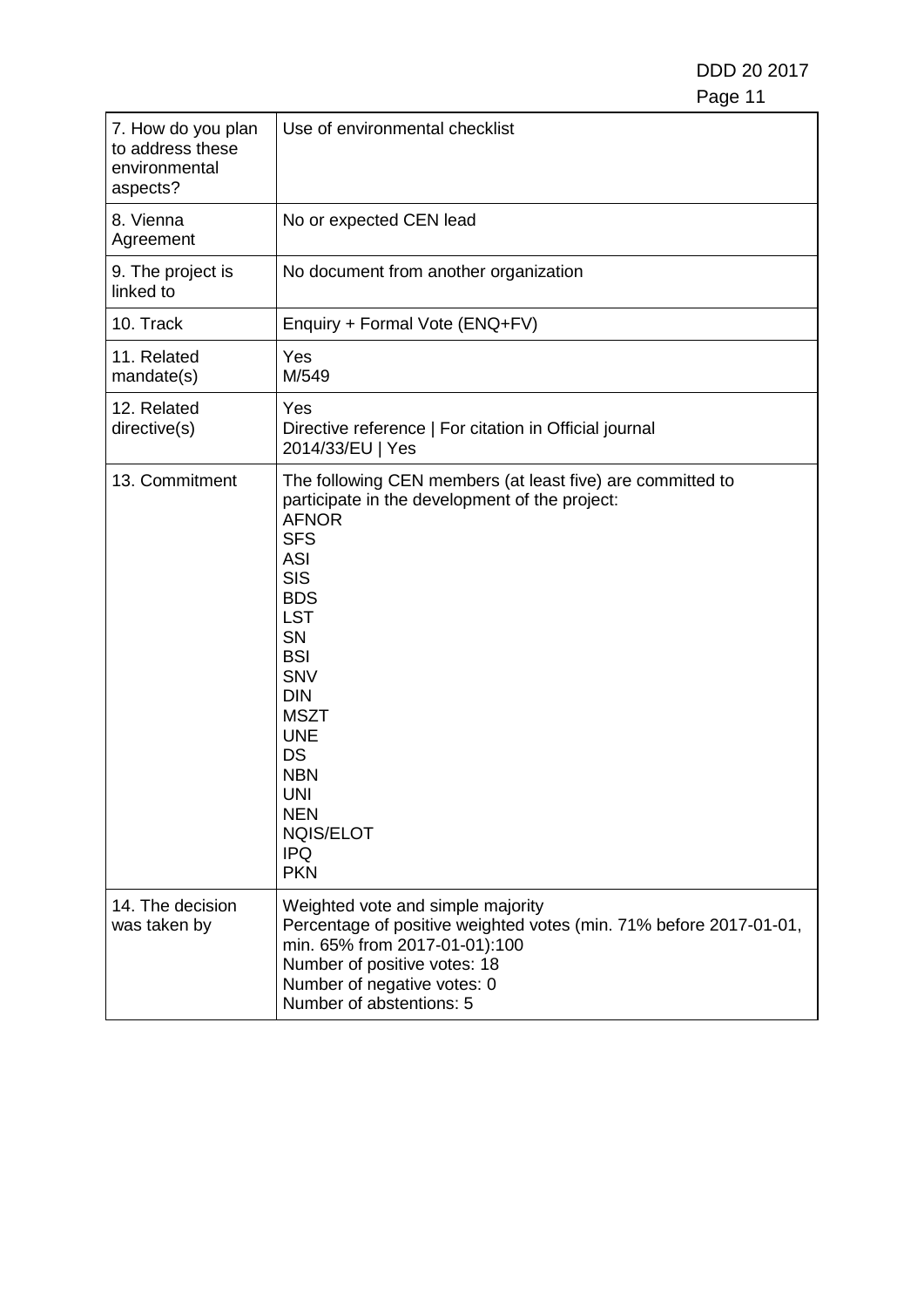| 7. How do you plan to address these environmental aspects? | Use of environmental checklist |
|---|---|
| 8. Vienna Agreement | No or expected CEN lead |
| 9. The project is linked to | No document from another organization |
| 10. Track | Enquiry + Formal Vote (ENQ+FV) |
| 11. Related mandate(s) | Yes<br>M/549 |
| 12. Related directive(s) | Yes<br>Directive reference &#124; For citation in Official journal<br>2014/33/EU &#124; Yes |
| 13. Commitment | The following CEN members (at least five) are committed to participate in the development of the project:<br>AFNOR<br>SFS<br>ASI<br>SIS<br>BDS<br>LST<br>SN<br>BSI<br>SNV<br>DIN<br>MSZT<br>UNE<br>DS<br>NBN<br>UNI<br>NEN<br>NQIS/ELOT<br>IPQ<br>PKN |
| 14. The decision was taken by | Weighted vote and simple majority<br>Percentage of positive weighted votes (min. 71% before 2017-01-01, min. 65% from 2017-01-01):100<br>Number of positive votes: 18<br>Number of negative votes: 0<br>Number of abstentions: 5 |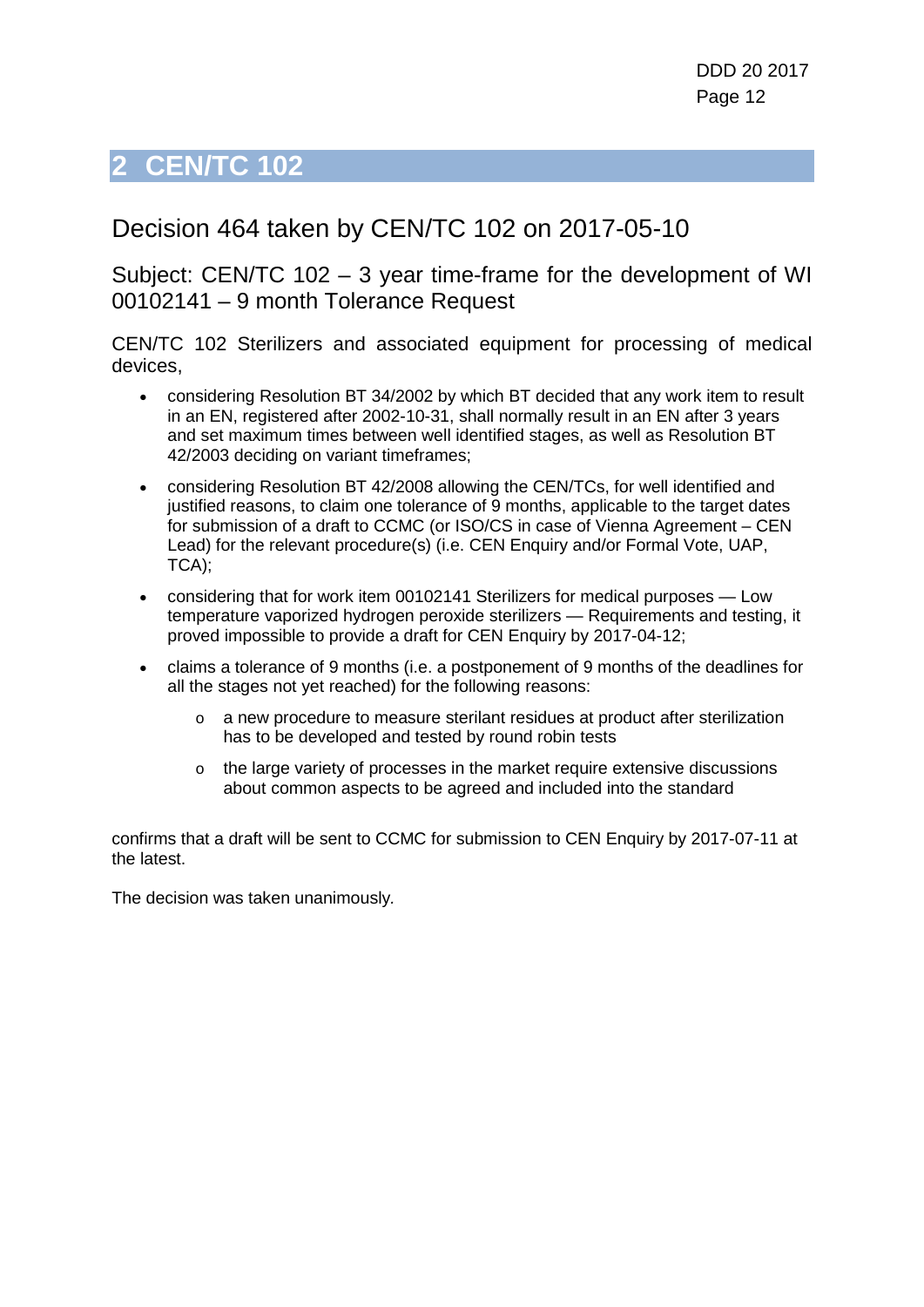# 2 CEN/TC 102

## Decision 464 taken by CEN/TC 102 on 2017-05-10

### Subject: CEN/TC 102 – 3 year time-frame for the development of WI 00102141 – 9 month Tolerance Request

CEN/TC 102 Sterilizers and associated equipment for processing of medical devices,

- considering Resolution BT 34/2002 by which BT decided that any work item to result in an EN, registered after 2002-10-31, shall normally result in an EN after 3 years and set maximum times between well identified stages, as well as Resolution BT 42/2003 deciding on variant timeframes;
- considering Resolution BT 42/2008 allowing the CEN/TCs, for well identified and justified reasons, to claim one tolerance of 9 months, applicable to the target dates for submission of a draft to CCMC (or ISO/CS in case of Vienna Agreement – CEN Lead) for the relevant procedure(s) (i.e. CEN Enquiry and/or Formal Vote, UAP, TCA);
- considering that for work item 00102141 Sterilizers for medical purposes — Low temperature vaporized hydrogen peroxide sterilizers — Requirements and testing, it proved impossible to provide a draft for CEN Enquiry by 2017-04-12;
- claims a tolerance of 9 months (i.e. a postponement of 9 months of the deadlines for all the stages not yet reached) for the following reasons:
  - a new procedure to measure sterilant residues at product after sterilization has to be developed and tested by round robin tests
  - the large variety of processes in the market require extensive discussions about common aspects to be agreed and included into the standard

confirms that a draft will be sent to CCMC for submission to CEN Enquiry by 2017-07-11 at the latest.

The decision was taken unanimously.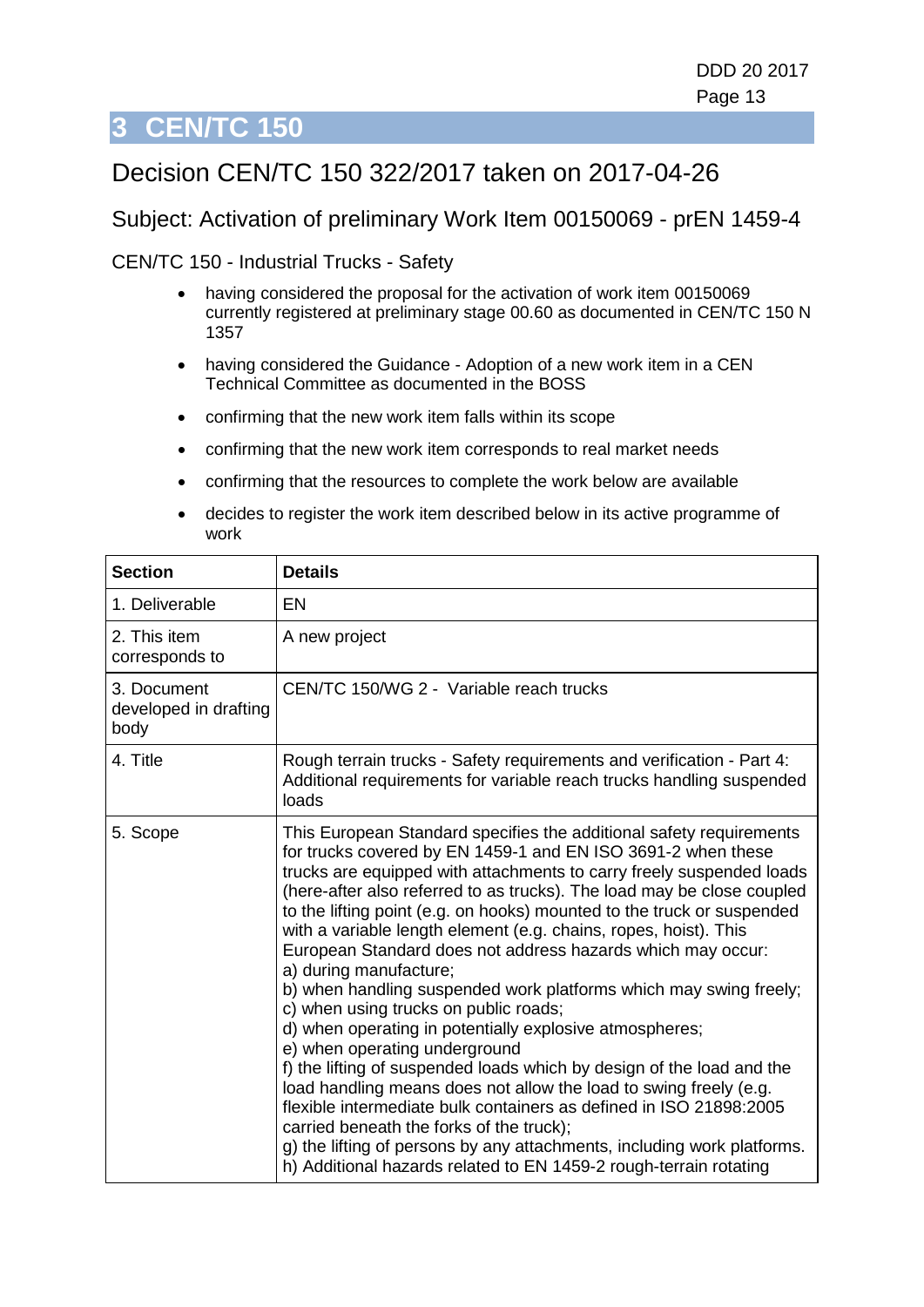# 3 CEN/TC 150

## Decision CEN/TC 150 322/2017 taken on 2017-04-26

### Subject: Activation of preliminary Work Item 00150069 - prEN 1459-4

CEN/TC 150 - Industrial Trucks - Safety

- having considered the proposal for the activation of work item 00150069 currently registered at preliminary stage 00.60 as documented in CEN/TC 150 N 1357
- having considered the Guidance - Adoption of a new work item in a CEN Technical Committee as documented in the BOSS
- confirming that the new work item falls within its scope
- confirming that the new work item corresponds to real market needs
- confirming that the resources to complete the work below are available
- decides to register the work item described below in its active programme of work

| Section | Details |
|---|---|
| 1. Deliverable | EN |
| 2. This item corresponds to | A new project |
| 3. Document developed in drafting body | CEN/TC 150/WG 2 - Variable reach trucks |
| 4. Title | Rough terrain trucks - Safety requirements and verification - Part 4: Additional requirements for variable reach trucks handling suspended loads |
| 5. Scope | This European Standard specifies the additional safety requirements for trucks covered by EN 1459-1 and EN ISO 3691-2 when these trucks are equipped with attachments to carry freely suspended loads (here-after also referred to as trucks). The load may be close coupled to the lifting point (e.g. on hooks) mounted to the truck or suspended with a variable length element (e.g. chains, ropes, hoist). This European Standard does not address hazards which may occur:<br>a) during manufacture;<br>b) when handling suspended work platforms which may swing freely;<br>c) when using trucks on public roads;<br>d) when operating in potentially explosive atmospheres;<br>e) when operating underground<br>f) the lifting of suspended loads which by design of the load and the load handling means does not allow the load to swing freely (e.g. flexible intermediate bulk containers as defined in ISO 21898:2005 carried beneath the forks of the truck);<br>g) the lifting of persons by any attachments, including work platforms.<br>h) Additional hazards related to EN 1459-2 rough-terrain rotating |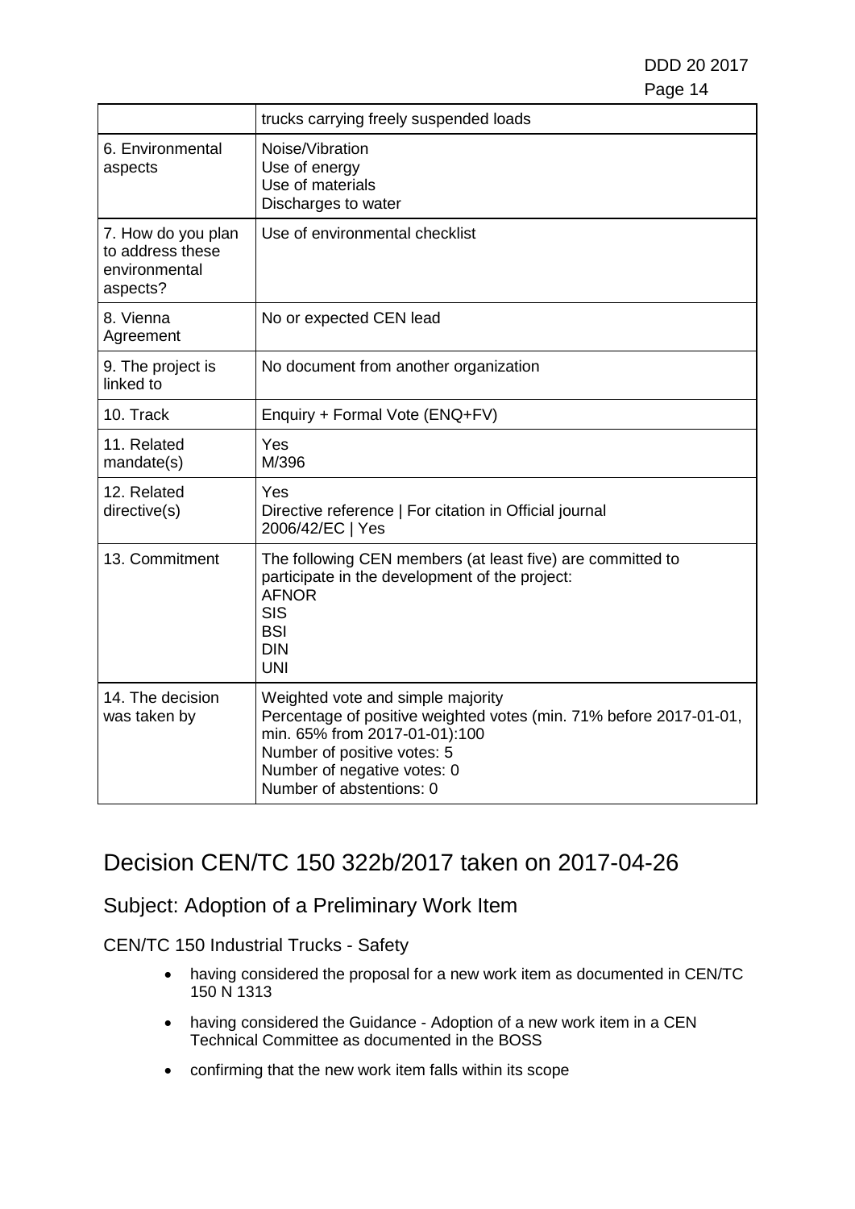| | |
|---|---|
| | trucks carrying freely suspended loads |
| 6. Environmental aspects | Noise/Vibration<br>Use of energy<br>Use of materials<br>Discharges to water |
| 7. How do you plan to address these environmental aspects? | Use of environmental checklist |
| 8. Vienna Agreement | No or expected CEN lead |
| 9. The project is linked to | No document from another organization |
| 10. Track | Enquiry + Formal Vote (ENQ+FV) |
| 11. Related mandate(s) | Yes<br>M/396 |
| 12. Related directive(s) | Yes<br>Directive reference \| For citation in Official journal<br>2006/42/EC \| Yes |
| 13. Commitment | The following CEN members (at least five) are committed to participate in the development of the project:<br>AFNOR<br>SIS<br>BSI<br>DIN<br>UNI |
| 14. The decision was taken by | Weighted vote and simple majority<br>Percentage of positive weighted votes (min. 71% before 2017-01-01, min. 65% from 2017-01-01):100<br>Number of positive votes: 5<br>Number of negative votes: 0<br>Number of abstentions: 0 |

# Decision CEN/TC 150 322b/2017 taken on 2017-04-26

## Subject: Adoption of a Preliminary Work Item

CEN/TC 150 Industrial Trucks - Safety

- having considered the proposal for a new work item as documented in CEN/TC 150 N 1313
- having considered the Guidance - Adoption of a new work item in a CEN Technical Committee as documented in the BOSS
- confirming that the new work item falls within its scope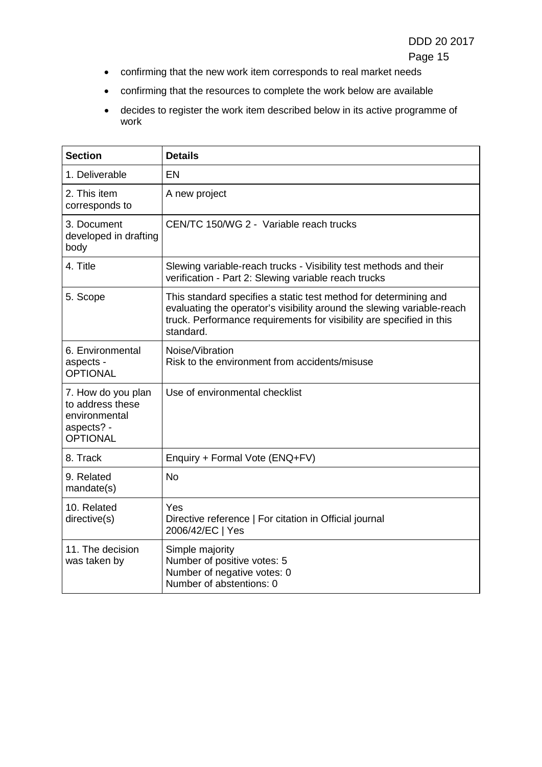- confirming that the new work item corresponds to real market needs
- confirming that the resources to complete the work below are available
- decides to register the work item described below in its active programme of work

| Section | Details |
| --- | --- |
| 1. Deliverable | EN |
| 2. This item corresponds to | A new project |
| 3. Document developed in drafting body | CEN/TC 150/WG 2 - Variable reach trucks |
| 4. Title | Slewing variable-reach trucks - Visibility test methods and their verification - Part 2: Slewing variable reach trucks |
| 5. Scope | This standard specifies a static test method for determining and evaluating the operator's visibility around the slewing variable-reach truck. Performance requirements for visibility are specified in this standard. |
| 6. Environmental aspects - OPTIONAL | Noise/Vibration<br>Risk to the environment from accidents/misuse |
| 7. How do you plan to address these environmental aspects? - OPTIONAL | Use of environmental checklist |
| 8. Track | Enquiry + Formal Vote (ENQ+FV) |
| 9. Related mandate(s) | No |
| 10. Related directive(s) | Yes<br>Directive reference \| For citation in Official journal<br>2006/42/EC \| Yes |
| 11. The decision was taken by | Simple majority<br>Number of positive votes: 5<br>Number of negative votes: 0<br>Number of abstentions: 0 |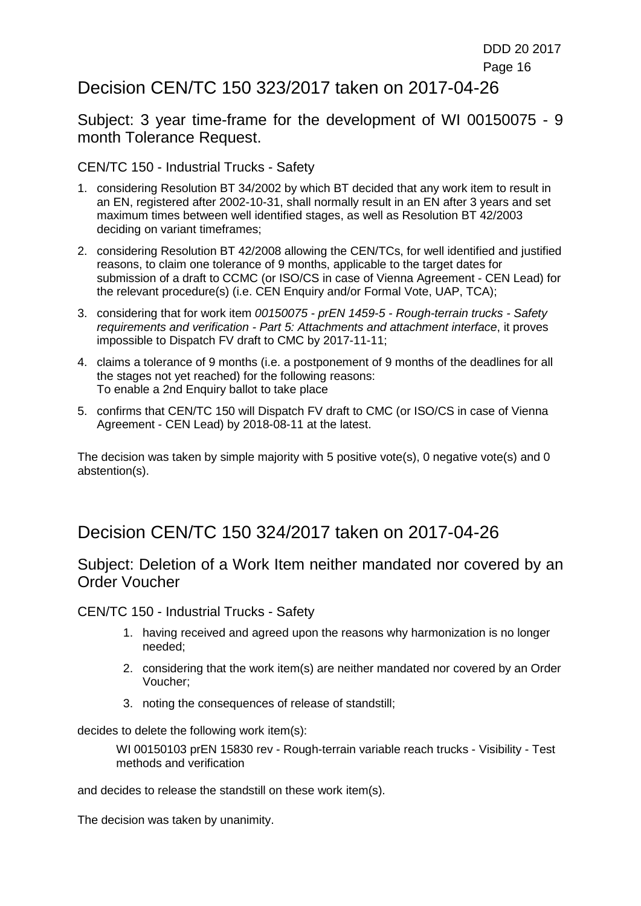# Decision CEN/TC 150 323/2017 taken on 2017-04-26

## Subject: 3 year time-frame for the development of WI 00150075 - 9 month Tolerance Request.

CEN/TC 150 - Industrial Trucks - Safety

1. considering Resolution BT 34/2002 by which BT decided that any work item to result in an EN, registered after 2002-10-31, shall normally result in an EN after 3 years and set maximum times between well identified stages, as well as Resolution BT 42/2003 deciding on variant timeframes;
2. considering Resolution BT 42/2008 allowing the CEN/TCs, for well identified and justified reasons, to claim one tolerance of 9 months, applicable to the target dates for submission of a draft to CCMC (or ISO/CS in case of Vienna Agreement - CEN Lead) for the relevant procedure(s) (i.e. CEN Enquiry and/or Formal Vote, UAP, TCA);
3. considering that for work item *00150075 - prEN 1459-5 - Rough-terrain trucks - Safety requirements and verification - Part 5: Attachments and attachment interface*, it proves impossible to Dispatch FV draft to CMC by 2017-11-11;
4. claims a tolerance of 9 months (i.e. a postponement of 9 months of the deadlines for all the stages not yet reached) for the following reasons:
   To enable a 2nd Enquiry ballot to take place
5. confirms that CEN/TC 150 will Dispatch FV draft to CMC (or ISO/CS in case of Vienna Agreement - CEN Lead) by 2018-08-11 at the latest.

The decision was taken by simple majority with 5 positive vote(s), 0 negative vote(s) and 0 abstention(s).

# Decision CEN/TC 150 324/2017 taken on 2017-04-26

## Subject: Deletion of a Work Item neither mandated nor covered by an Order Voucher

CEN/TC 150 - Industrial Trucks - Safety

1. having received and agreed upon the reasons why harmonization is no longer needed;
2. considering that the work item(s) are neither mandated nor covered by an Order Voucher;
3. noting the consequences of release of standstill;

decides to delete the following work item(s):

WI 00150103 prEN 15830 rev - Rough-terrain variable reach trucks - Visibility - Test methods and verification

and decides to release the standstill on these work item(s).

The decision was taken by unanimity.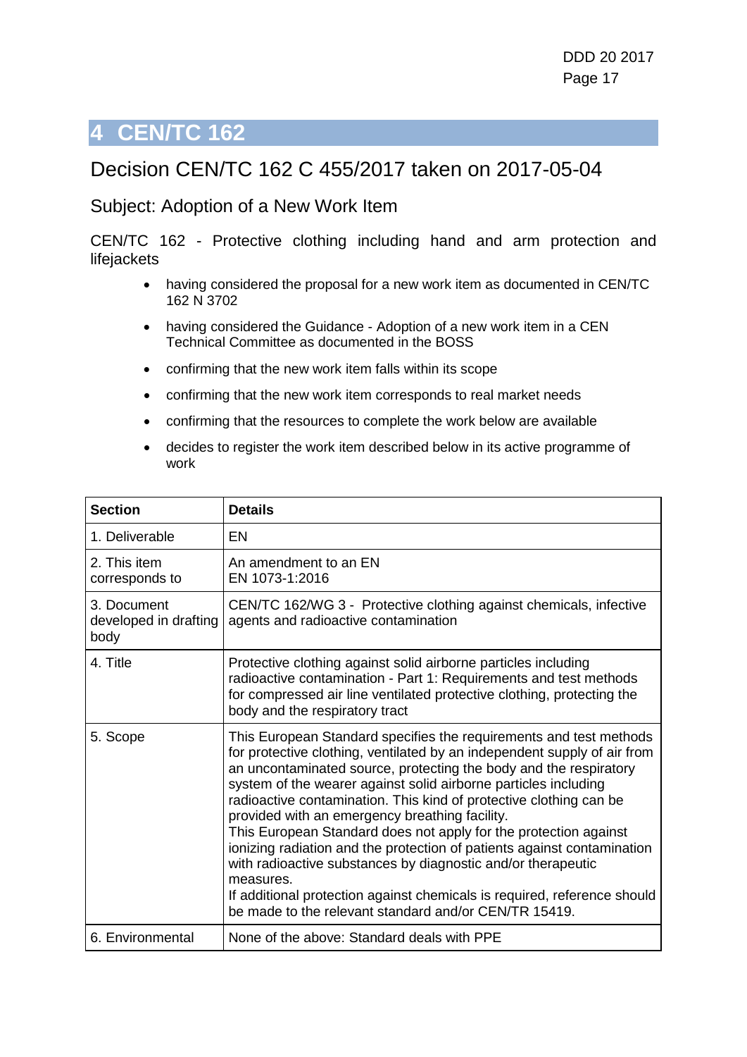# 4 CEN/TC 162

## Decision CEN/TC 162 C 455/2017 taken on 2017-05-04

### Subject: Adoption of a New Work Item

CEN/TC 162 - Protective clothing including hand and arm protection and lifejackets

- having considered the proposal for a new work item as documented in CEN/TC 162 N 3702
- having considered the Guidance - Adoption of a new work item in a CEN Technical Committee as documented in the BOSS
- confirming that the new work item falls within its scope
- confirming that the new work item corresponds to real market needs
- confirming that the resources to complete the work below are available
- decides to register the work item described below in its active programme of work

| Section | Details |
|---|---|
| 1. Deliverable | EN |
| 2. This item corresponds to | An amendment to an EN<br>EN 1073-1:2016 |
| 3. Document developed in drafting body | CEN/TC 162/WG 3 - Protective clothing against chemicals, infective agents and radioactive contamination |
| 4. Title | Protective clothing against solid airborne particles including radioactive contamination - Part 1: Requirements and test methods for compressed air line ventilated protective clothing, protecting the body and the respiratory tract |
| 5. Scope | This European Standard specifies the requirements and test methods for protective clothing, ventilated by an independent supply of air from an uncontaminated source, protecting the body and the respiratory system of the wearer against solid airborne particles including radioactive contamination. This kind of protective clothing can be provided with an emergency breathing facility.<br>This European Standard does not apply for the protection against ionizing radiation and the protection of patients against contamination with radioactive substances by diagnostic and/or therapeutic measures.<br>If additional protection against chemicals is required, reference should be made to the relevant standard and/or CEN/TR 15419. |
| 6. Environmental | None of the above: Standard deals with PPE |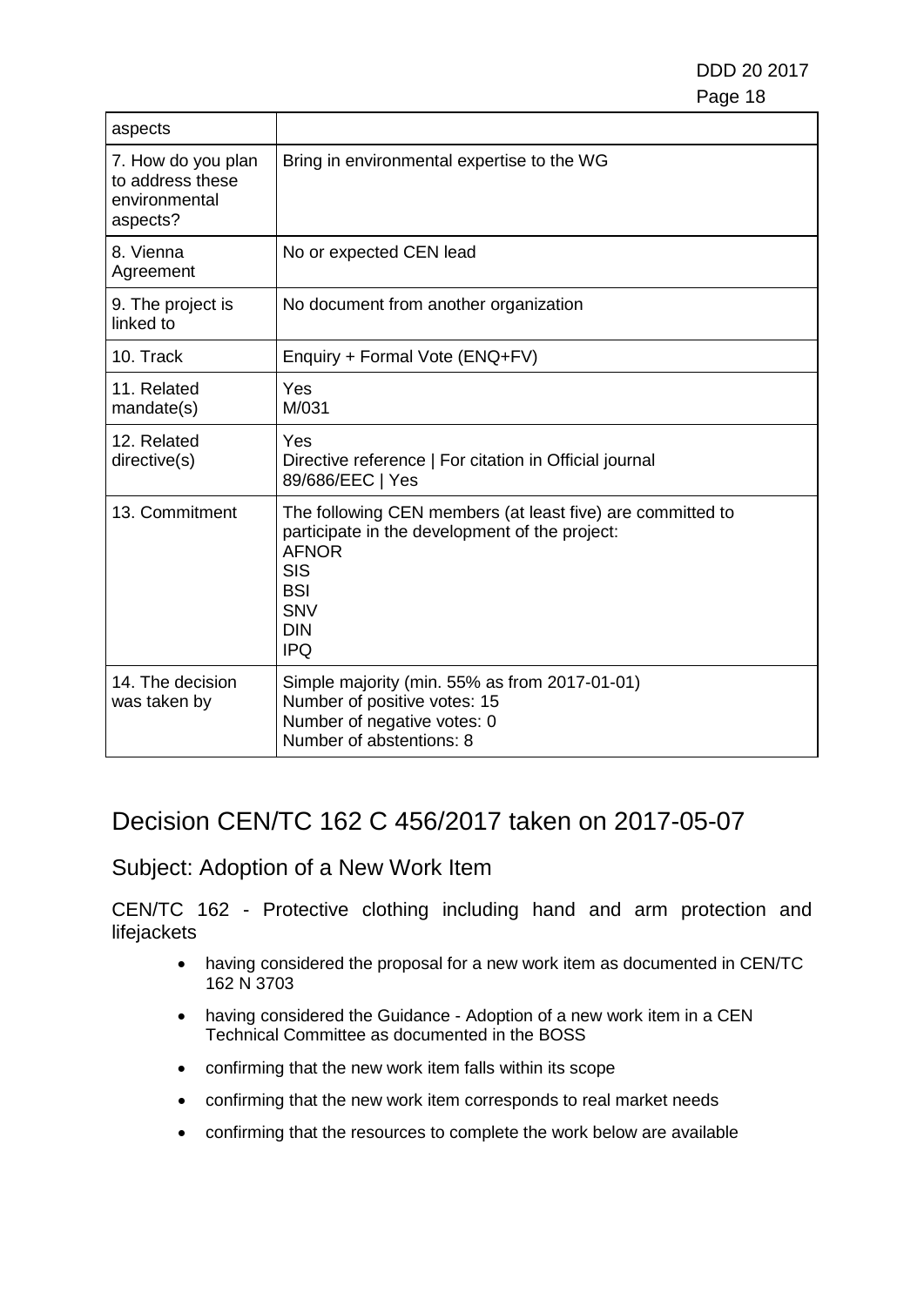| | |
|---|---|
| aspects | |
| 7. How do you plan to address these environmental aspects? | Bring in environmental expertise to the WG |
| 8. Vienna Agreement | No or expected CEN lead |
| 9. The project is linked to | No document from another organization |
| 10. Track | Enquiry + Formal Vote (ENQ+FV) |
| 11. Related mandate(s) | Yes<br>M/031 |
| 12. Related directive(s) | Yes<br>Directive reference \| For citation in Official journal<br>89/686/EEC \| Yes |
| 13. Commitment | The following CEN members (at least five) are committed to participate in the development of the project:<br>AFNOR<br>SIS<br>BSI<br>SNV<br>DIN<br>IPQ |
| 14. The decision was taken by | Simple majority (min. 55% as from 2017-01-01)<br>Number of positive votes: 15<br>Number of negative votes: 0<br>Number of abstentions: 8 |

# Decision CEN/TC 162 C 456/2017 taken on 2017-05-07

## Subject: Adoption of a New Work Item

CEN/TC 162 - Protective clothing including hand and arm protection and lifejackets

- having considered the proposal for a new work item as documented in CEN/TC 162 N 3703
- having considered the Guidance - Adoption of a new work item in a CEN Technical Committee as documented in the BOSS
- confirming that the new work item falls within its scope
- confirming that the new work item corresponds to real market needs
- confirming that the resources to complete the work below are available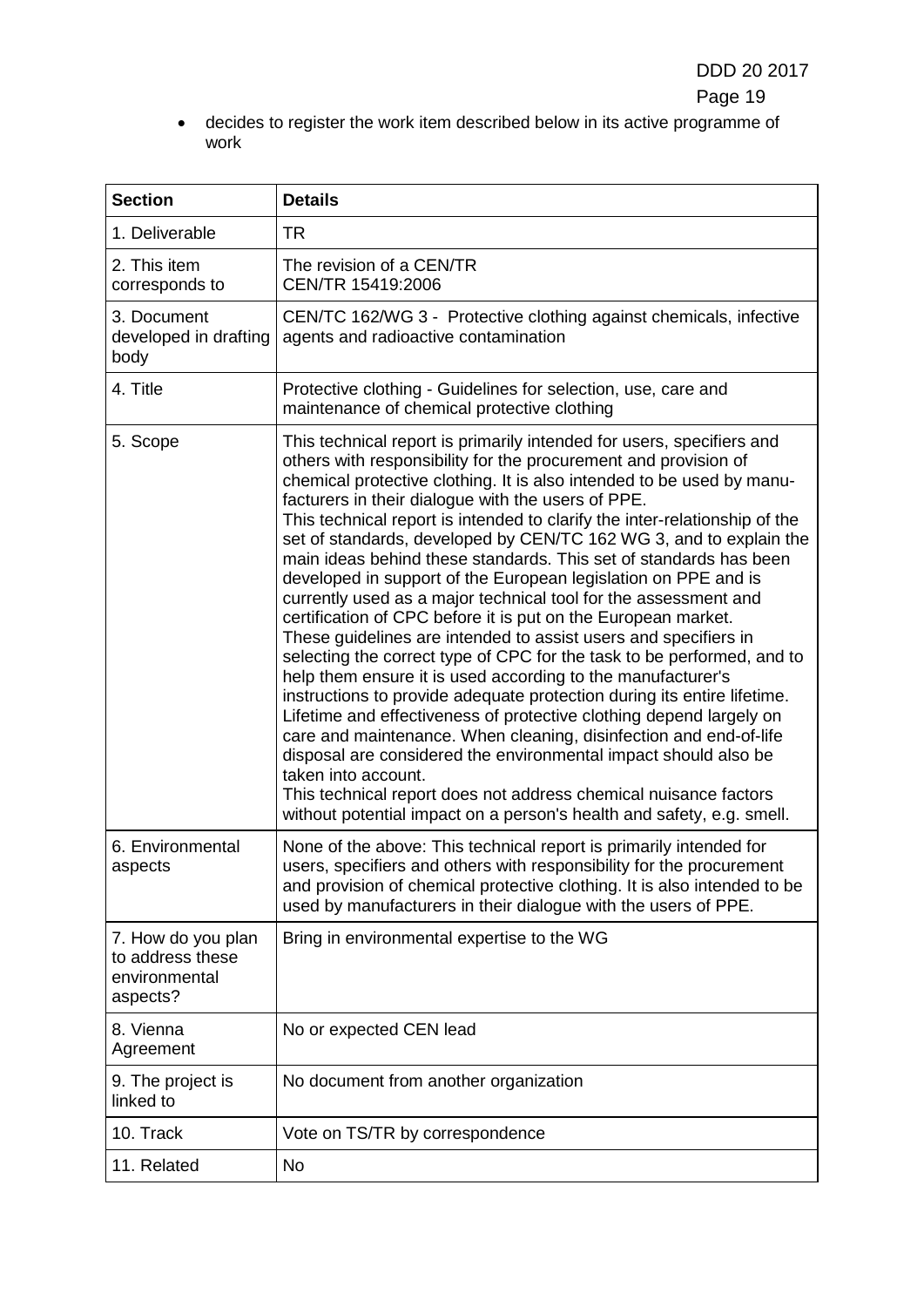- decides to register the work item described below in its active programme of work

| Section | Details |
|---|---|
| 1. Deliverable | TR |
| 2. This item corresponds to | The revision of a CEN/TR<br>CEN/TR 15419:2006 |
| 3. Document developed in drafting body | CEN/TC 162/WG 3 - Protective clothing against chemicals, infective agents and radioactive contamination |
| 4. Title | Protective clothing - Guidelines for selection, use, care and maintenance of chemical protective clothing |
| 5. Scope | This technical report is primarily intended for users, specifiers and others with responsibility for the procurement and provision of chemical protective clothing. It is also intended to be used by manu-facturers in their dialogue with the users of PPE.<br>This technical report is intended to clarify the inter-relationship of the set of standards, developed by CEN/TC 162 WG 3, and to explain the main ideas behind these standards. This set of standards has been developed in support of the European legislation on PPE and is currently used as a major technical tool for the assessment and certification of CPC before it is put on the European market.<br>These guidelines are intended to assist users and specifiers in selecting the correct type of CPC for the task to be performed, and to help them ensure it is used according to the manufacturer's instructions to provide adequate protection during its entire lifetime.<br>Lifetime and effectiveness of protective clothing depend largely on care and maintenance. When cleaning, disinfection and end-of-life disposal are considered the environmental impact should also be taken into account.<br>This technical report does not address chemical nuisance factors without potential impact on a person's health and safety, e.g. smell. |
| 6. Environmental aspects | None of the above: This technical report is primarily intended for users, specifiers and others with responsibility for the procurement and provision of chemical protective clothing. It is also intended to be used by manufacturers in their dialogue with the users of PPE. |
| 7. How do you plan to address these environmental aspects? | Bring in environmental expertise to the WG |
| 8. Vienna Agreement | No or expected CEN lead |
| 9. The project is linked to | No document from another organization |
| 10. Track | Vote on TS/TR by correspondence |
| 11. Related | No |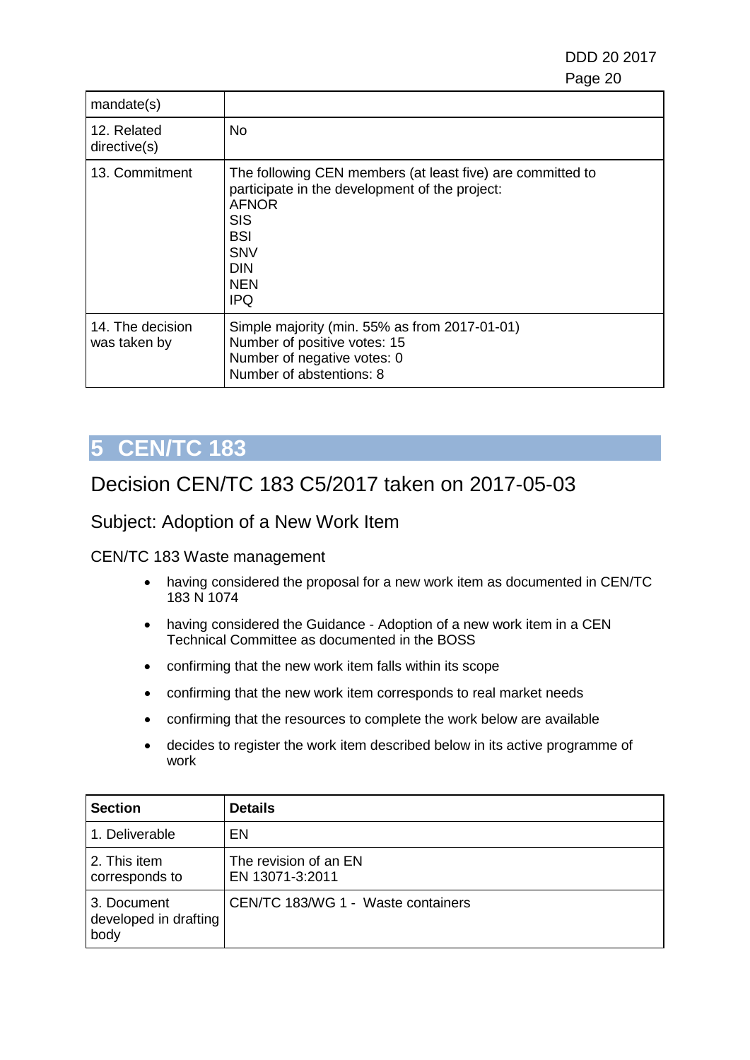| | |
|---|---|
| mandate(s) | |
| 12. Related directive(s) | No |
| 13. Commitment | The following CEN members (at least five) are committed to participate in the development of the project:<br>AFNOR<br>SIS<br>BSI<br>SNV<br>DIN<br>NEN<br>IPQ |
| 14. The decision was taken by | Simple majority (min. 55% as from 2017-01-01)<br>Number of positive votes: 15<br>Number of negative votes: 0<br>Number of abstentions: 8 |

# 5 CEN/TC 183

## Decision CEN/TC 183 C5/2017 taken on 2017-05-03

### Subject: Adoption of a New Work Item

CEN/TC 183 Waste management

- having considered the proposal for a new work item as documented in CEN/TC 183 N 1074
- having considered the Guidance - Adoption of a new work item in a CEN Technical Committee as documented in the BOSS
- confirming that the new work item falls within its scope
- confirming that the new work item corresponds to real market needs
- confirming that the resources to complete the work below are available
- decides to register the work item described below in its active programme of work

| Section | Details |
|---|---|
| 1. Deliverable | EN |
| 2. This item corresponds to | The revision of an EN<br>EN 13071-3:2011 |
| 3. Document developed in drafting body | CEN/TC 183/WG 1 - Waste containers |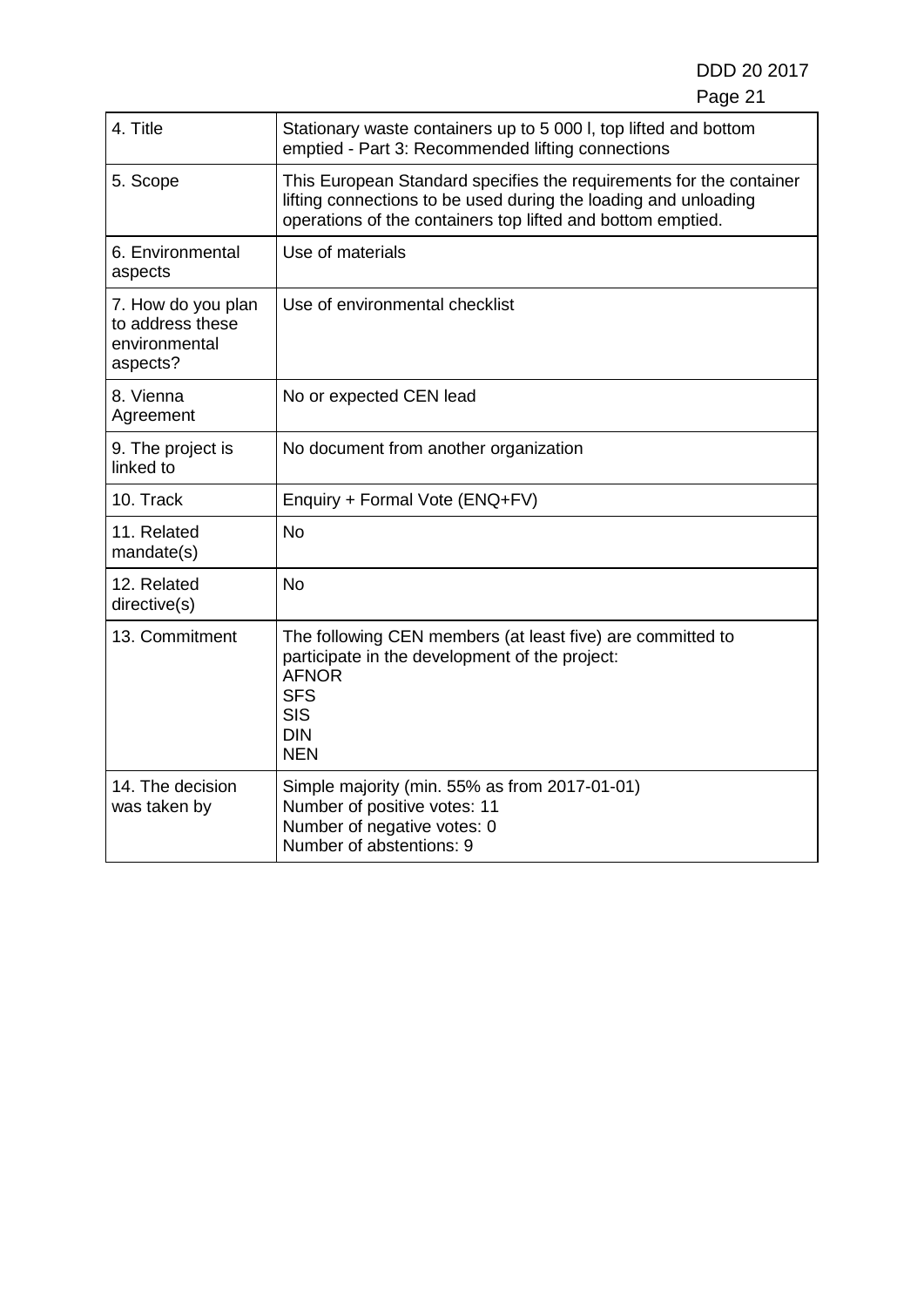| 4. Title | Stationary waste containers up to 5 000 l, top lifted and bottom emptied - Part 3: Recommended lifting connections |
|---|---|
| 5. Scope | This European Standard specifies the requirements for the container lifting connections to be used during the loading and unloading operations of the containers top lifted and bottom emptied. |
| 6. Environmental aspects | Use of materials |
| 7. How do you plan to address these environmental aspects? | Use of environmental checklist |
| 8. Vienna Agreement | No or expected CEN lead |
| 9. The project is linked to | No document from another organization |
| 10. Track | Enquiry + Formal Vote (ENQ+FV) |
| 11. Related mandate(s) | No |
| 12. Related directive(s) | No |
| 13. Commitment | The following CEN members (at least five) are committed to participate in the development of the project:<br>AFNOR<br>SFS<br>SIS<br>DIN<br>NEN |
| 14. The decision was taken by | Simple majority (min. 55% as from 2017-01-01)<br>Number of positive votes: 11<br>Number of negative votes: 0<br>Number of abstentions: 9 |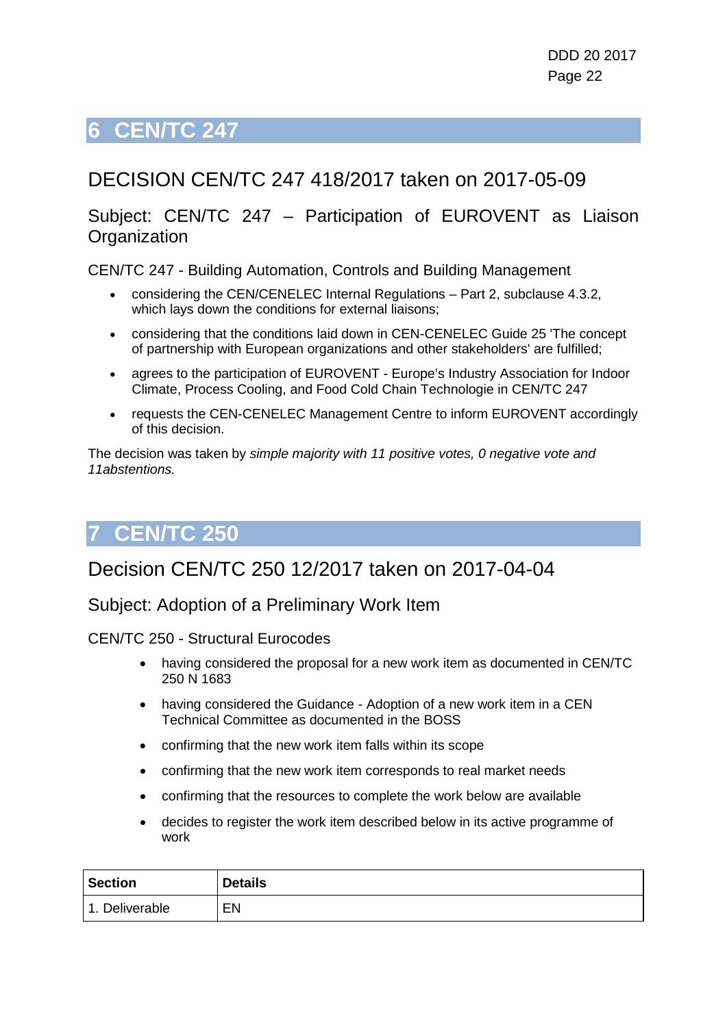# 6 CEN/TC 247

## DECISION CEN/TC 247 418/2017 taken on 2017-05-09

### Subject: CEN/TC 247 – Participation of EUROVENT as Liaison Organization

CEN/TC 247 - Building Automation, Controls and Building Management

- considering the CEN/CENELEC Internal Regulations – Part 2, subclause 4.3.2, which lays down the conditions for external liaisons;
- considering that the conditions laid down in CEN-CENELEC Guide 25 'The concept of partnership with European organizations and other stakeholders' are fulfilled;
- agrees to the participation of EUROVENT - Europe's Industry Association for Indoor Climate, Process Cooling, and Food Cold Chain Technologie in CEN/TC 247
- requests the CEN-CENELEC Management Centre to inform EUROVENT accordingly of this decision.

The decision was taken by *simple majority with 11 positive votes, 0 negative vote and 11abstentions.*

# 7 CEN/TC 250

## Decision CEN/TC 250 12/2017 taken on 2017-04-04

### Subject: Adoption of a Preliminary Work Item

CEN/TC 250 - Structural Eurocodes

- having considered the proposal for a new work item as documented in CEN/TC 250 N 1683
- having considered the Guidance - Adoption of a new work item in a CEN Technical Committee as documented in the BOSS
- confirming that the new work item falls within its scope
- confirming that the new work item corresponds to real market needs
- confirming that the resources to complete the work below are available
- decides to register the work item described below in its active programme of work

| Section | Details |
| --- | --- |
| 1. Deliverable | EN |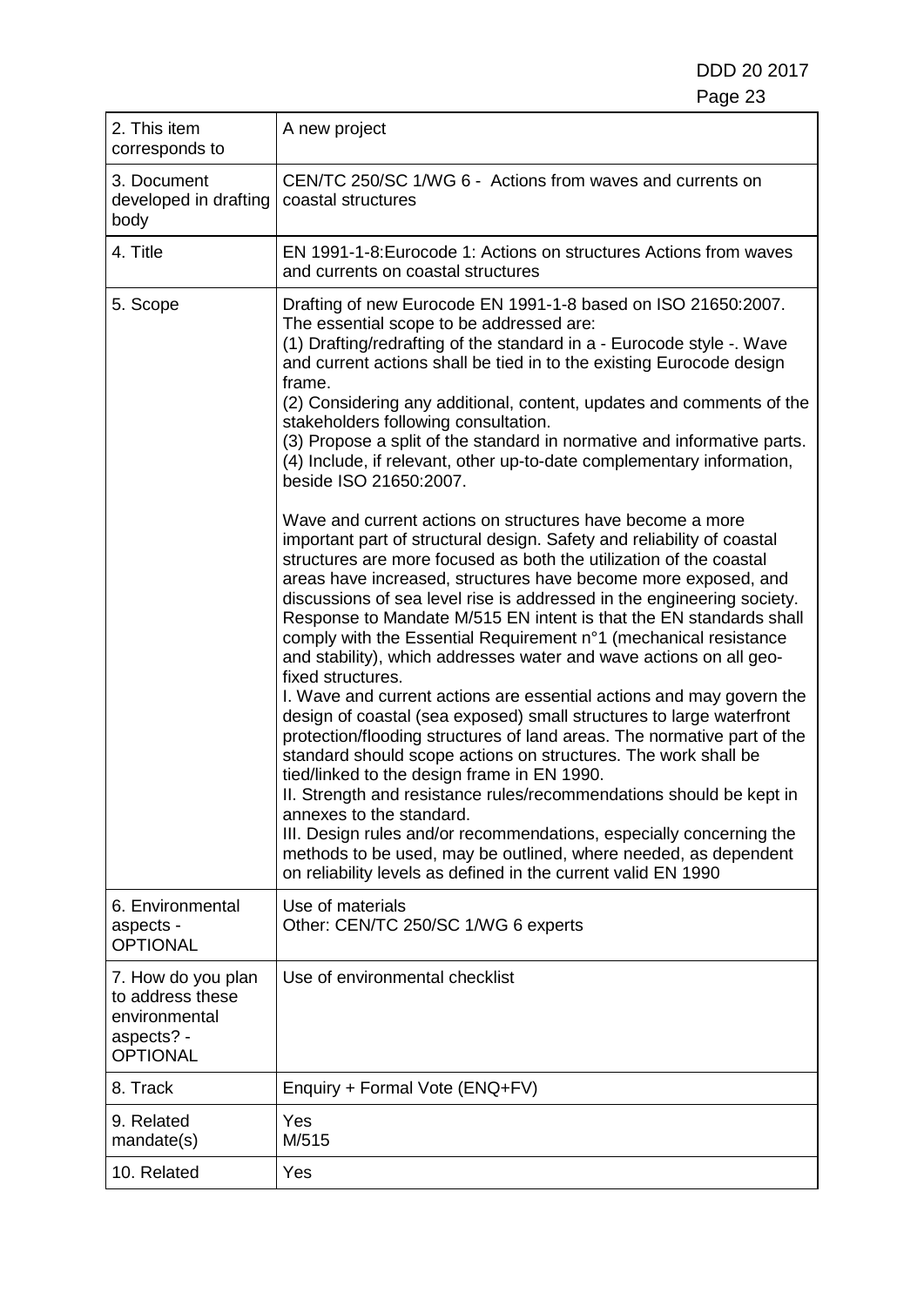| | |
|---|---|
| 2. This item corresponds to | A new project |
| 3. Document developed in drafting body | CEN/TC 250/SC 1/WG 6 - Actions from waves and currents on coastal structures |
| 4. Title | EN 1991-1-8:Eurocode 1: Actions on structures Actions from waves and currents on coastal structures |
| 5. Scope | Drafting of new Eurocode EN 1991-1-8 based on ISO 21650:2007. The essential scope to be addressed are:<br>(1) Drafting/redrafting of the standard in a - Eurocode style -. Wave and current actions shall be tied in to the existing Eurocode design frame.<br>(2) Considering any additional, content, updates and comments of the stakeholders following consultation.<br>(3) Propose a split of the standard in normative and informative parts.<br>(4) Include, if relevant, other up-to-date complementary information, beside ISO 21650:2007.<br><br>Wave and current actions on structures have become a more important part of structural design. Safety and reliability of coastal structures are more focused as both the utilization of the coastal areas have increased, structures have become more exposed, and discussions of sea level rise is addressed in the engineering society. Response to Mandate M/515 EN intent is that the EN standards shall comply with the Essential Requirement n°1 (mechanical resistance and stability), which addresses water and wave actions on all geo-fixed structures.<br>I. Wave and current actions are essential actions and may govern the design of coastal (sea exposed) small structures to large waterfront protection/flooding structures of land areas. The normative part of the standard should scope actions on structures. The work shall be tied/linked to the design frame in EN 1990.<br>II. Strength and resistance rules/recommendations should be kept in annexes to the standard.<br>III. Design rules and/or recommendations, especially concerning the methods to be used, may be outlined, where needed, as dependent on reliability levels as defined in the current valid EN 1990 |
| 6. Environmental aspects - OPTIONAL | Use of materials<br>Other: CEN/TC 250/SC 1/WG 6 experts |
| 7. How do you plan to address these environmental aspects? - OPTIONAL | Use of environmental checklist |
| 8. Track | Enquiry + Formal Vote (ENQ+FV) |
| 9. Related mandate(s) | Yes<br>M/515 |
| 10. Related | Yes |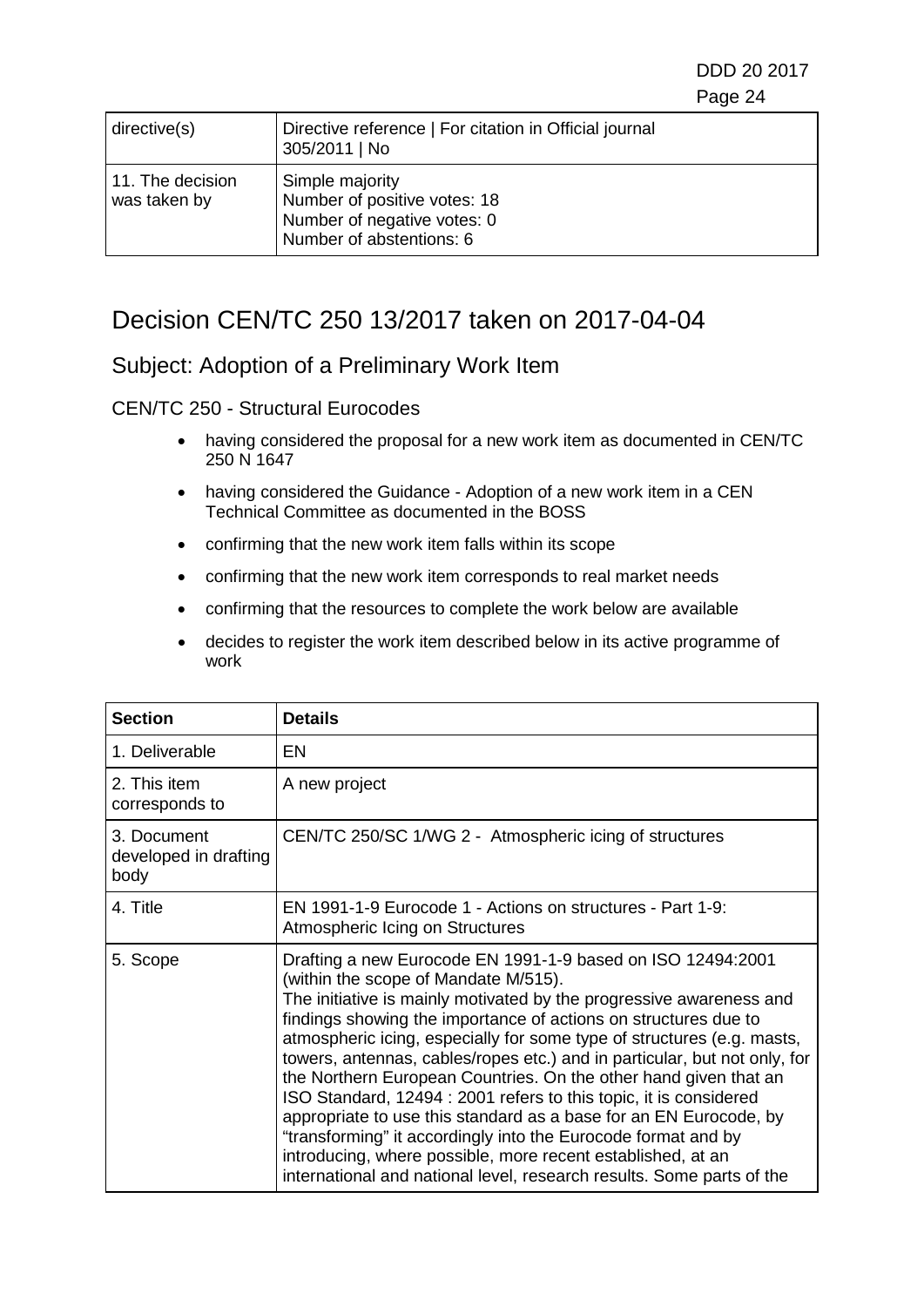| directive(s) | Directive reference \| For citation in Official journal<br>305/2011 \| No |
|---|---|
| 11. The decision was taken by | Simple majority<br>Number of positive votes: 18<br>Number of negative votes: 0<br>Number of abstentions: 6 |

# Decision CEN/TC 250 13/2017 taken on 2017-04-04

## Subject: Adoption of a Preliminary Work Item

CEN/TC 250 - Structural Eurocodes

- having considered the proposal for a new work item as documented in CEN/TC 250 N 1647
- having considered the Guidance - Adoption of a new work item in a CEN Technical Committee as documented in the BOSS
- confirming that the new work item falls within its scope
- confirming that the new work item corresponds to real market needs
- confirming that the resources to complete the work below are available
- decides to register the work item described below in its active programme of work

| **Section** | **Details** |
|---|---|
| 1. Deliverable | EN |
| 2. This item corresponds to | A new project |
| 3. Document developed in drafting body | CEN/TC 250/SC 1/WG 2 - Atmospheric icing of structures |
| 4. Title | EN 1991-1-9 Eurocode 1 - Actions on structures - Part 1-9: Atmospheric Icing on Structures |
| 5. Scope | Drafting a new Eurocode EN 1991-1-9 based on ISO 12494:2001 (within the scope of Mandate M/515).<br>The initiative is mainly motivated by the progressive awareness and findings showing the importance of actions on structures due to atmospheric icing, especially for some type of structures (e.g. masts, towers, antennas, cables/ropes etc.) and in particular, but not only, for the Northern European Countries. On the other hand given that an ISO Standard, 12494 : 2001 refers to this topic, it is considered appropriate to use this standard as a base for an EN Eurocode, by "transforming" it accordingly into the Eurocode format and by introducing, where possible, more recent established, at an international and national level, research results. Some parts of the |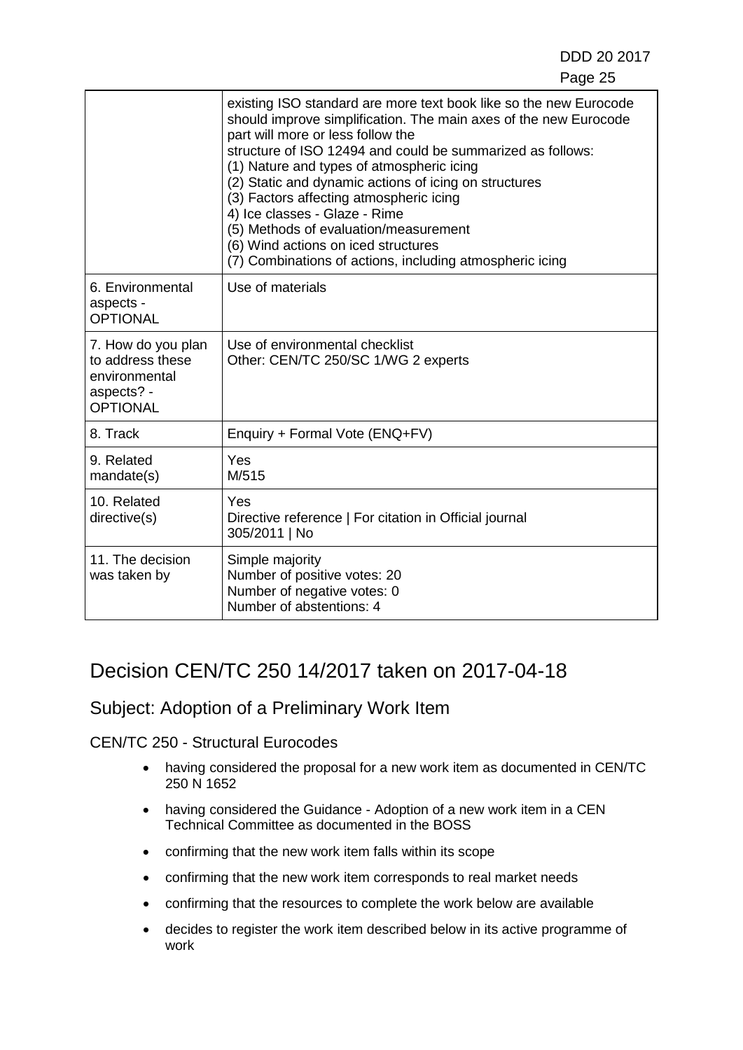|  |  |
|---|---|
|  | existing ISO standard are more text book like so the new Eurocode should improve simplification. The main axes of the new Eurocode part will more or less follow the structure of ISO 12494 and could be summarized as follows:<br>(1) Nature and types of atmospheric icing<br>(2) Static and dynamic actions of icing on structures<br>(3) Factors affecting atmospheric icing<br>4) Ice classes - Glaze - Rime<br>(5) Methods of evaluation/measurement<br>(6) Wind actions on iced structures<br>(7) Combinations of actions, including atmospheric icing |
| 6. Environmental aspects - OPTIONAL | Use of materials |
| 7. How do you plan to address these environmental aspects? - OPTIONAL | Use of environmental checklist<br>Other: CEN/TC 250/SC 1/WG 2 experts |
| 8. Track | Enquiry + Formal Vote (ENQ+FV) |
| 9. Related mandate(s) | Yes<br>M/515 |
| 10. Related directive(s) | Yes<br>Directive reference \| For citation in Official journal<br>305/2011 \| No |
| 11. The decision was taken by | Simple majority<br>Number of positive votes: 20<br>Number of negative votes: 0<br>Number of abstentions: 4 |

# Decision CEN/TC 250 14/2017 taken on 2017-04-18

## Subject: Adoption of a Preliminary Work Item

### CEN/TC 250 - Structural Eurocodes

- having considered the proposal for a new work item as documented in CEN/TC 250 N 1652
- having considered the Guidance - Adoption of a new work item in a CEN Technical Committee as documented in the BOSS
- confirming that the new work item falls within its scope
- confirming that the new work item corresponds to real market needs
- confirming that the resources to complete the work below are available
- decides to register the work item described below in its active programme of work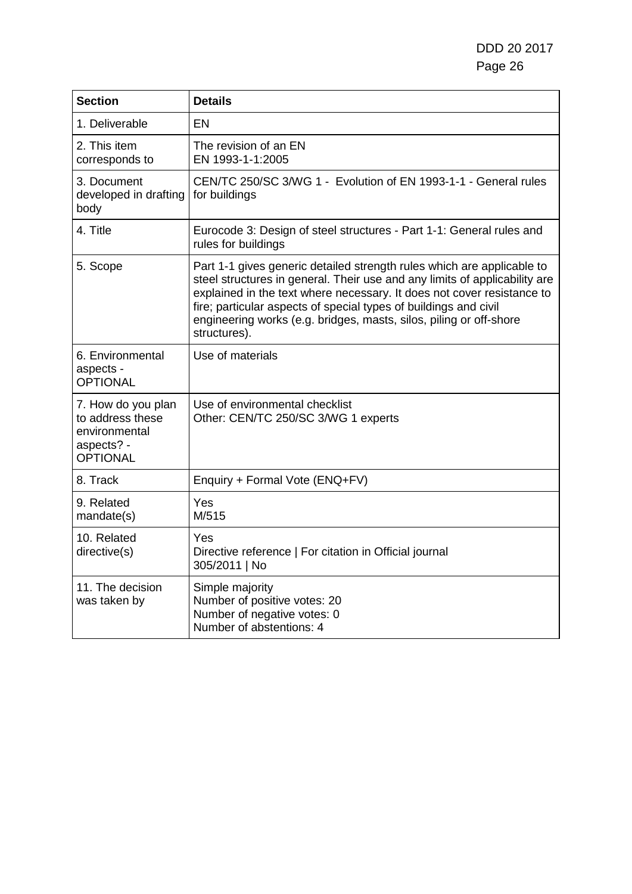| Section | Details |
|---|---|
| 1. Deliverable | EN |
| 2. This item corresponds to | The revision of an EN<br>EN 1993-1-1:2005 |
| 3. Document developed in drafting body | CEN/TC 250/SC 3/WG 1 - Evolution of EN 1993-1-1 - General rules for buildings |
| 4. Title | Eurocode 3: Design of steel structures - Part 1-1: General rules and rules for buildings |
| 5. Scope | Part 1-1 gives generic detailed strength rules which are applicable to steel structures in general. Their use and any limits of applicability are explained in the text where necessary. It does not cover resistance to fire; particular aspects of special types of buildings and civil engineering works (e.g. bridges, masts, silos, piling or off-shore structures). |
| 6. Environmental aspects - OPTIONAL | Use of materials |
| 7. How do you plan to address these environmental aspects? - OPTIONAL | Use of environmental checklist<br>Other: CEN/TC 250/SC 3/WG 1 experts |
| 8. Track | Enquiry + Formal Vote (ENQ+FV) |
| 9. Related mandate(s) | Yes<br>M/515 |
| 10. Related directive(s) | Yes<br>Directive reference \| For citation in Official journal<br>305/2011 \| No |
| 11. The decision was taken by | Simple majority<br>Number of positive votes: 20<br>Number of negative votes: 0<br>Number of abstentions: 4 |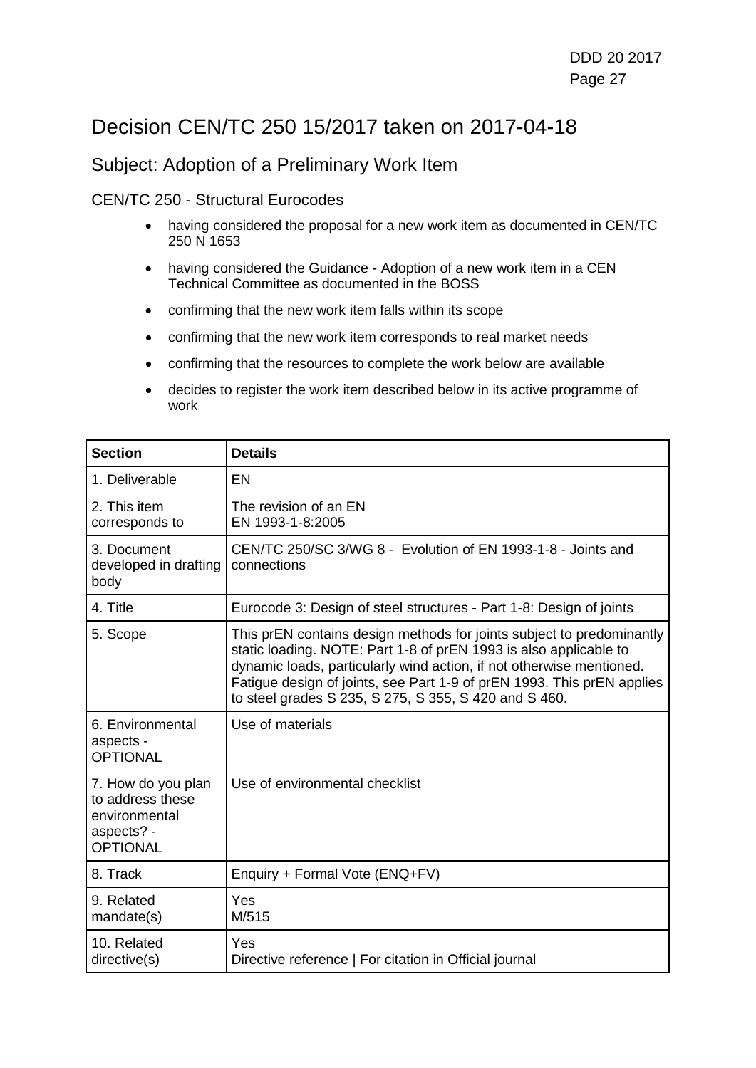# Decision CEN/TC 250 15/2017 taken on 2017-04-18

## Subject: Adoption of a Preliminary Work Item

CEN/TC 250 - Structural Eurocodes

- having considered the proposal for a new work item as documented in CEN/TC 250 N 1653
- having considered the Guidance - Adoption of a new work item in a CEN Technical Committee as documented in the BOSS
- confirming that the new work item falls within its scope
- confirming that the new work item corresponds to real market needs
- confirming that the resources to complete the work below are available
- decides to register the work item described below in its active programme of work

| Section | Details |
|---|---|
| 1. Deliverable | EN |
| 2. This item corresponds to | The revision of an EN<br>EN 1993-1-8:2005 |
| 3. Document developed in drafting body | CEN/TC 250/SC 3/WG 8 - Evolution of EN 1993-1-8 - Joints and connections |
| 4. Title | Eurocode 3: Design of steel structures - Part 1-8: Design of joints |
| 5. Scope | This prEN contains design methods for joints subject to predominantly static loading. NOTE: Part 1-8 of prEN 1993 is also applicable to dynamic loads, particularly wind action, if not otherwise mentioned. Fatigue design of joints, see Part 1-9 of prEN 1993. This prEN applies to steel grades S 235, S 275, S 355, S 420 and S 460. |
| 6. Environmental aspects - OPTIONAL | Use of materials |
| 7. How do you plan to address these environmental aspects? - OPTIONAL | Use of environmental checklist |
| 8. Track | Enquiry + Formal Vote (ENQ+FV) |
| 9. Related mandate(s) | Yes<br>M/515 |
| 10. Related directive(s) | Yes<br>Directive reference \| For citation in Official journal |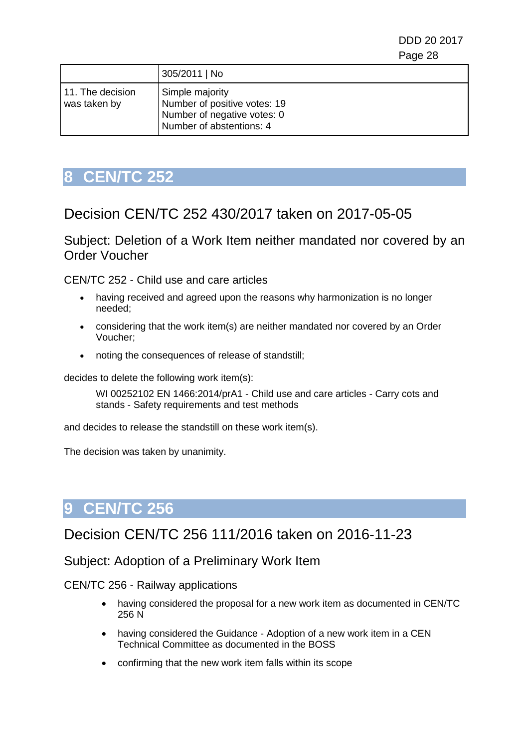|  | 305/2011 \| No |
|---|---|
| 11. The decision was taken by | Simple majority<br>Number of positive votes: 19<br>Number of negative votes: 0<br>Number of abstentions: 4 |

# 8 CEN/TC 252

## Decision CEN/TC 252 430/2017 taken on 2017-05-05

### Subject: Deletion of a Work Item neither mandated nor covered by an Order Voucher

CEN/TC 252 - Child use and care articles

- having received and agreed upon the reasons why harmonization is no longer needed;
- considering that the work item(s) are neither mandated nor covered by an Order Voucher;
- noting the consequences of release of standstill;

decides to delete the following work item(s):

> WI 00252102 EN 1466:2014/prA1 - Child use and care articles - Carry cots and stands - Safety requirements and test methods

and decides to release the standstill on these work item(s).

The decision was taken by unanimity.

# 9 CEN/TC 256

## Decision CEN/TC 256 111/2016 taken on 2016-11-23

### Subject: Adoption of a Preliminary Work Item

CEN/TC 256 - Railway applications

- having considered the proposal for a new work item as documented in CEN/TC 256 N
- having considered the Guidance - Adoption of a new work item in a CEN Technical Committee as documented in the BOSS
- confirming that the new work item falls within its scope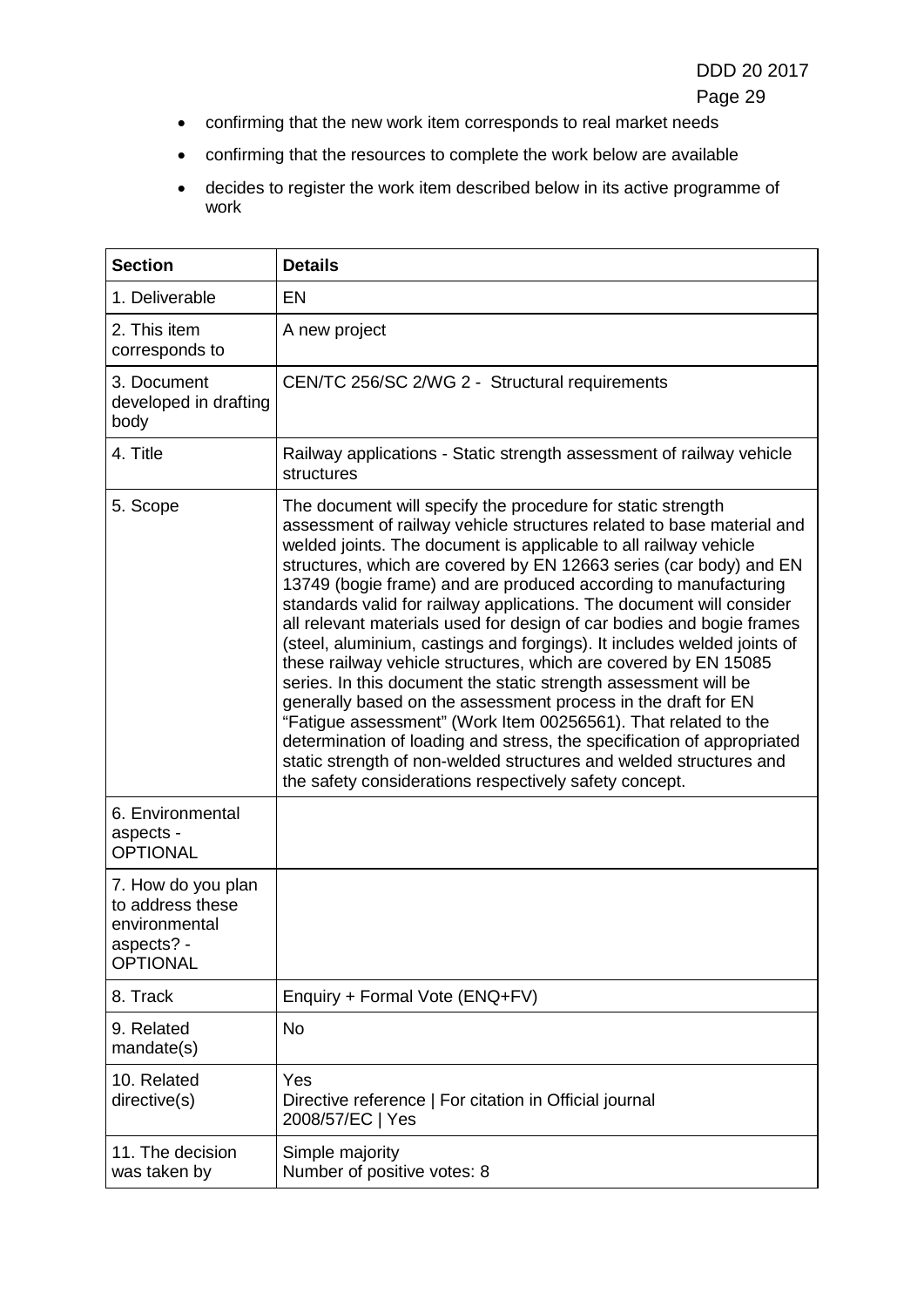- confirming that the new work item corresponds to real market needs
- confirming that the resources to complete the work below are available
- decides to register the work item described below in its active programme of work

| Section | Details |
| --- | --- |
| 1. Deliverable | EN |
| 2. This item corresponds to | A new project |
| 3. Document developed in drafting body | CEN/TC 256/SC 2/WG 2 - Structural requirements |
| 4. Title | Railway applications - Static strength assessment of railway vehicle structures |
| 5. Scope | The document will specify the procedure for static strength assessment of railway vehicle structures related to base material and welded joints. The document is applicable to all railway vehicle structures, which are covered by EN 12663 series (car body) and EN 13749 (bogie frame) and are produced according to manufacturing standards valid for railway applications. The document will consider all relevant materials used for design of car bodies and bogie frames (steel, aluminium, castings and forgings). It includes welded joints of these railway vehicle structures, which are covered by EN 15085 series. In this document the static strength assessment will be generally based on the assessment process in the draft for EN "Fatigue assessment" (Work Item 00256561). That related to the determination of loading and stress, the specification of appropriated static strength of non-welded structures and welded structures and the safety considerations respectively safety concept. |
| 6. Environmental aspects - OPTIONAL | |
| 7. How do you plan to address these environmental aspects? - OPTIONAL | |
| 8. Track | Enquiry + Formal Vote (ENQ+FV) |
| 9. Related mandate(s) | No |
| 10. Related directive(s) | Yes<br>Directive reference \| For citation in Official journal<br>2008/57/EC \| Yes |
| 11. The decision was taken by | Simple majority<br>Number of positive votes: 8 |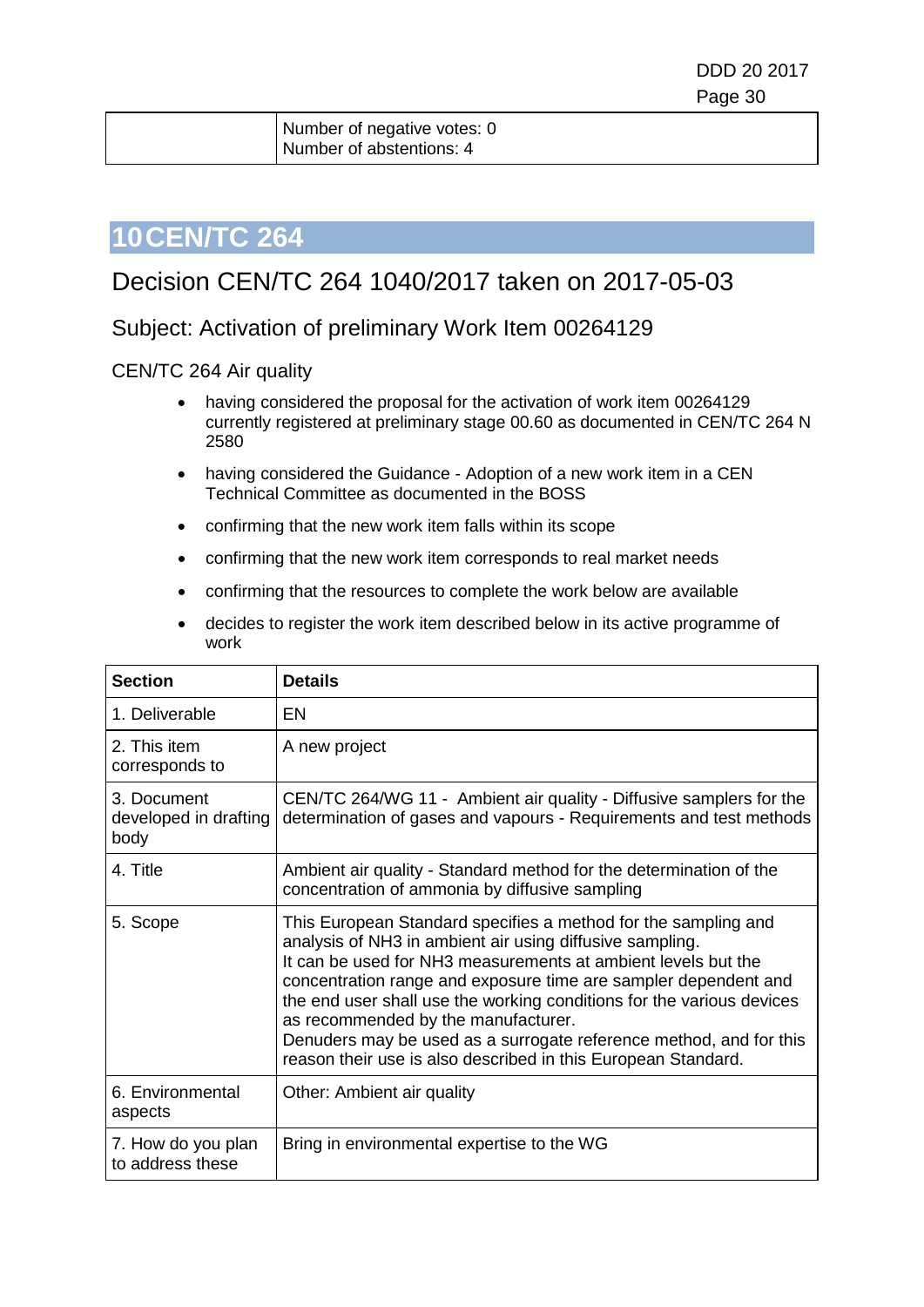|  | Number of negative votes: 0<br>Number of abstentions: 4 |
|---|---|

# 10 CEN/TC 264

## Decision CEN/TC 264 1040/2017 taken on 2017-05-03

### Subject: Activation of preliminary Work Item 00264129

CEN/TC 264 Air quality

- having considered the proposal for the activation of work item 00264129 currently registered at preliminary stage 00.60 as documented in CEN/TC 264 N 2580
- having considered the Guidance - Adoption of a new work item in a CEN Technical Committee as documented in the BOSS
- confirming that the new work item falls within its scope
- confirming that the new work item corresponds to real market needs
- confirming that the resources to complete the work below are available
- decides to register the work item described below in its active programme of work

| Section | Details |
|---|---|
| 1. Deliverable | EN |
| 2. This item corresponds to | A new project |
| 3. Document developed in drafting body | CEN/TC 264/WG 11 - Ambient air quality - Diffusive samplers for the determination of gases and vapours - Requirements and test methods |
| 4. Title | Ambient air quality - Standard method for the determination of the concentration of ammonia by diffusive sampling |
| 5. Scope | This European Standard specifies a method for the sampling and analysis of $NH_3$ in ambient air using diffusive sampling.<br>It can be used for $NH_3$ measurements at ambient levels but the concentration range and exposure time are sampler dependent and the end user shall use the working conditions for the various devices as recommended by the manufacturer.<br>Denuders may be used as a surrogate reference method, and for this reason their use is also described in this European Standard. |
| 6. Environmental aspects | Other: Ambient air quality |
| 7. How do you plan to address these | Bring in environmental expertise to the WG |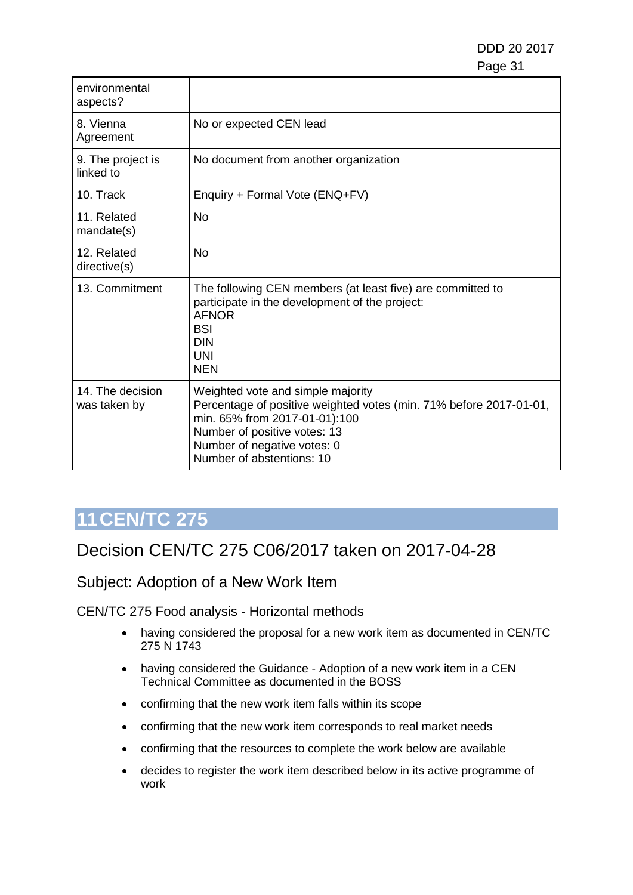| environmental aspects? | |
| --- | --- |
| 8. Vienna Agreement | No or expected CEN lead |
| 9. The project is linked to | No document from another organization |
| 10. Track | Enquiry + Formal Vote (ENQ+FV) |
| 11. Related mandate(s) | No |
| 12. Related directive(s) | No |
| 13. Commitment | The following CEN members (at least five) are committed to participate in the development of the project:<br>AFNOR<br>BSI<br>DIN<br>UNI<br>NEN |
| 14. The decision was taken by | Weighted vote and simple majority<br>Percentage of positive weighted votes (min. 71% before 2017-01-01, min. 65% from 2017-01-01):100<br>Number of positive votes: 13<br>Number of negative votes: 0<br>Number of abstentions: 10 |

# 11 CEN/TC 275

## Decision CEN/TC 275 C06/2017 taken on 2017-04-28

### Subject: Adoption of a New Work Item

CEN/TC 275 Food analysis - Horizontal methods

- having considered the proposal for a new work item as documented in CEN/TC 275 N 1743
- having considered the Guidance - Adoption of a new work item in a CEN Technical Committee as documented in the BOSS
- confirming that the new work item falls within its scope
- confirming that the new work item corresponds to real market needs
- confirming that the resources to complete the work below are available
- decides to register the work item described below in its active programme of work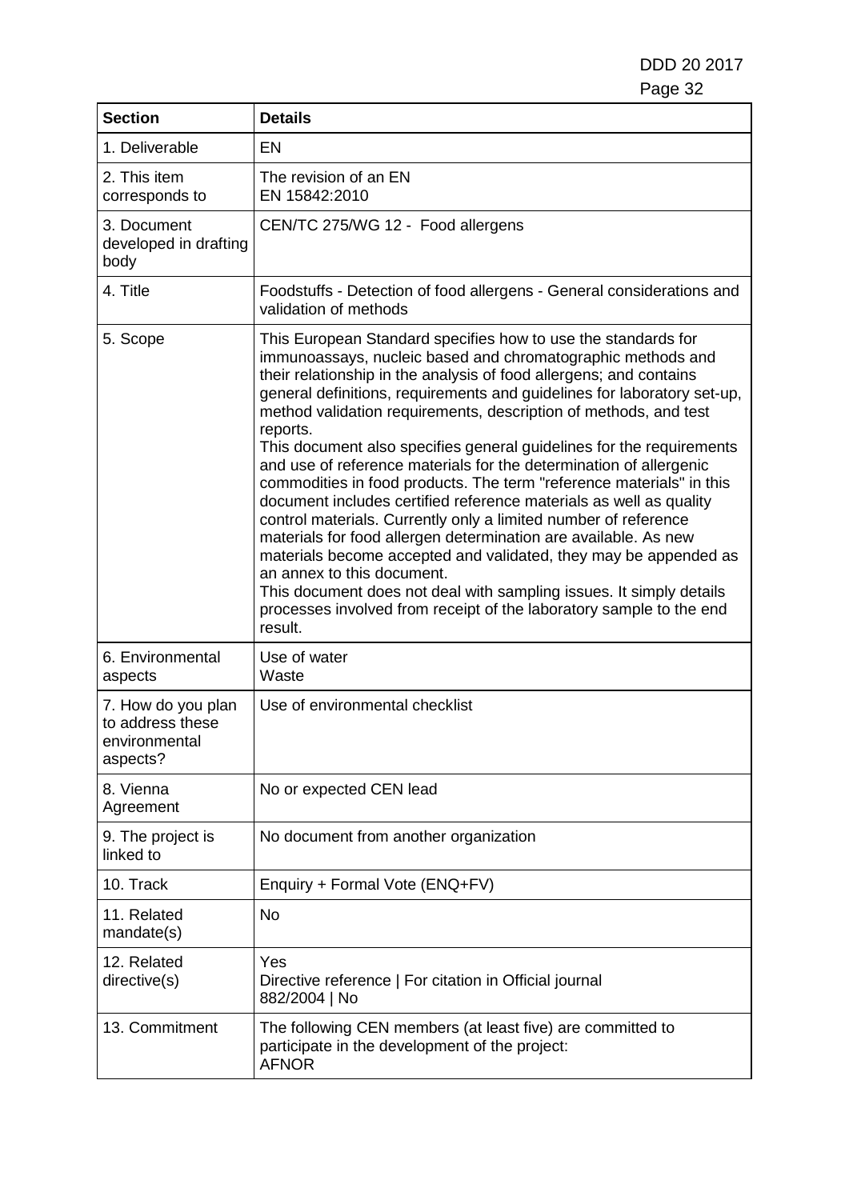| Section | Details |
|---|---|
| 1. Deliverable | EN |
| 2. This item corresponds to | The revision of an EN<br>EN 15842:2010 |
| 3. Document developed in drafting body | CEN/TC 275/WG 12 - Food allergens |
| 4. Title | Foodstuffs - Detection of food allergens - General considerations and validation of methods |
| 5. Scope | This European Standard specifies how to use the standards for immunoassays, nucleic based and chromatographic methods and their relationship in the analysis of food allergens; and contains general definitions, requirements and guidelines for laboratory set-up, method validation requirements, description of methods, and test reports.<br>This document also specifies general guidelines for the requirements and use of reference materials for the determination of allergenic commodities in food products. The term "reference materials" in this document includes certified reference materials as well as quality control materials. Currently only a limited number of reference materials for food allergen determination are available. As new materials become accepted and validated, they may be appended as an annex to this document.<br>This document does not deal with sampling issues. It simply details processes involved from receipt of the laboratory sample to the end result. |
| 6. Environmental aspects | Use of water<br>Waste |
| 7. How do you plan to address these environmental aspects? | Use of environmental checklist |
| 8. Vienna Agreement | No or expected CEN lead |
| 9. The project is linked to | No document from another organization |
| 10. Track | Enquiry + Formal Vote (ENQ+FV) |
| 11. Related mandate(s) | No |
| 12. Related directive(s) | Yes<br>Directive reference \| For citation in Official journal<br>882/2004 \| No |
| 13. Commitment | The following CEN members (at least five) are committed to participate in the development of the project:<br>AFNOR |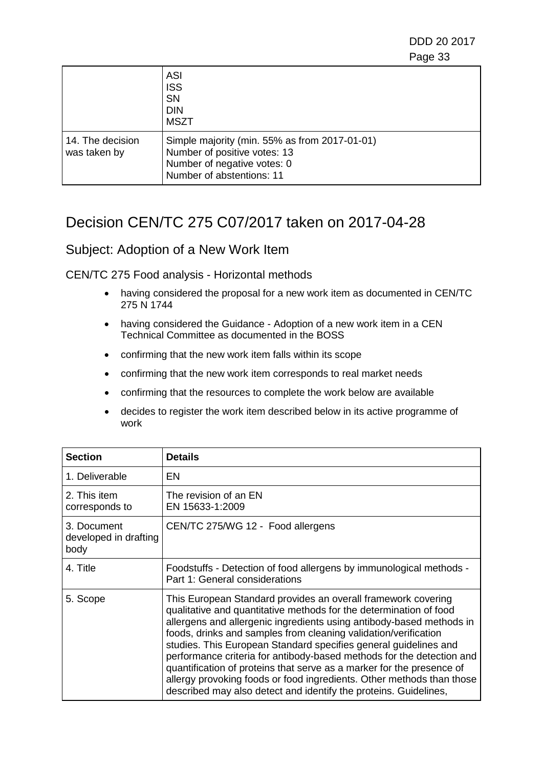|  | ASI<br>ISS<br>SN<br>DIN<br>MSZT |
|---|---|
| 14. The decision was taken by | Simple majority (min. 55% as from 2017-01-01)<br>Number of positive votes: 13<br>Number of negative votes: 0<br>Number of abstentions: 11 |

# Decision CEN/TC 275 C07/2017 taken on 2017-04-28

## Subject: Adoption of a New Work Item

### CEN/TC 275 Food analysis - Horizontal methods

- having considered the proposal for a new work item as documented in CEN/TC 275 N 1744
- having considered the Guidance - Adoption of a new work item in a CEN Technical Committee as documented in the BOSS
- confirming that the new work item falls within its scope
- confirming that the new work item corresponds to real market needs
- confirming that the resources to complete the work below are available
- decides to register the work item described below in its active programme of work

| Section | Details |
|---|---|
| 1. Deliverable | EN |
| 2. This item corresponds to | The revision of an EN<br>EN 15633-1:2009 |
| 3. Document developed in drafting body | CEN/TC 275/WG 12 - Food allergens |
| 4. Title | Foodstuffs - Detection of food allergens by immunological methods - Part 1: General considerations |
| 5. Scope | This European Standard provides an overall framework covering qualitative and quantitative methods for the determination of food allergens and allergenic ingredients using antibody-based methods in foods, drinks and samples from cleaning validation/verification studies. This European Standard specifies general guidelines and performance criteria for antibody-based methods for the detection and quantification of proteins that serve as a marker for the presence of allergy provoking foods or food ingredients. Other methods than those described may also detect and identify the proteins. Guidelines, |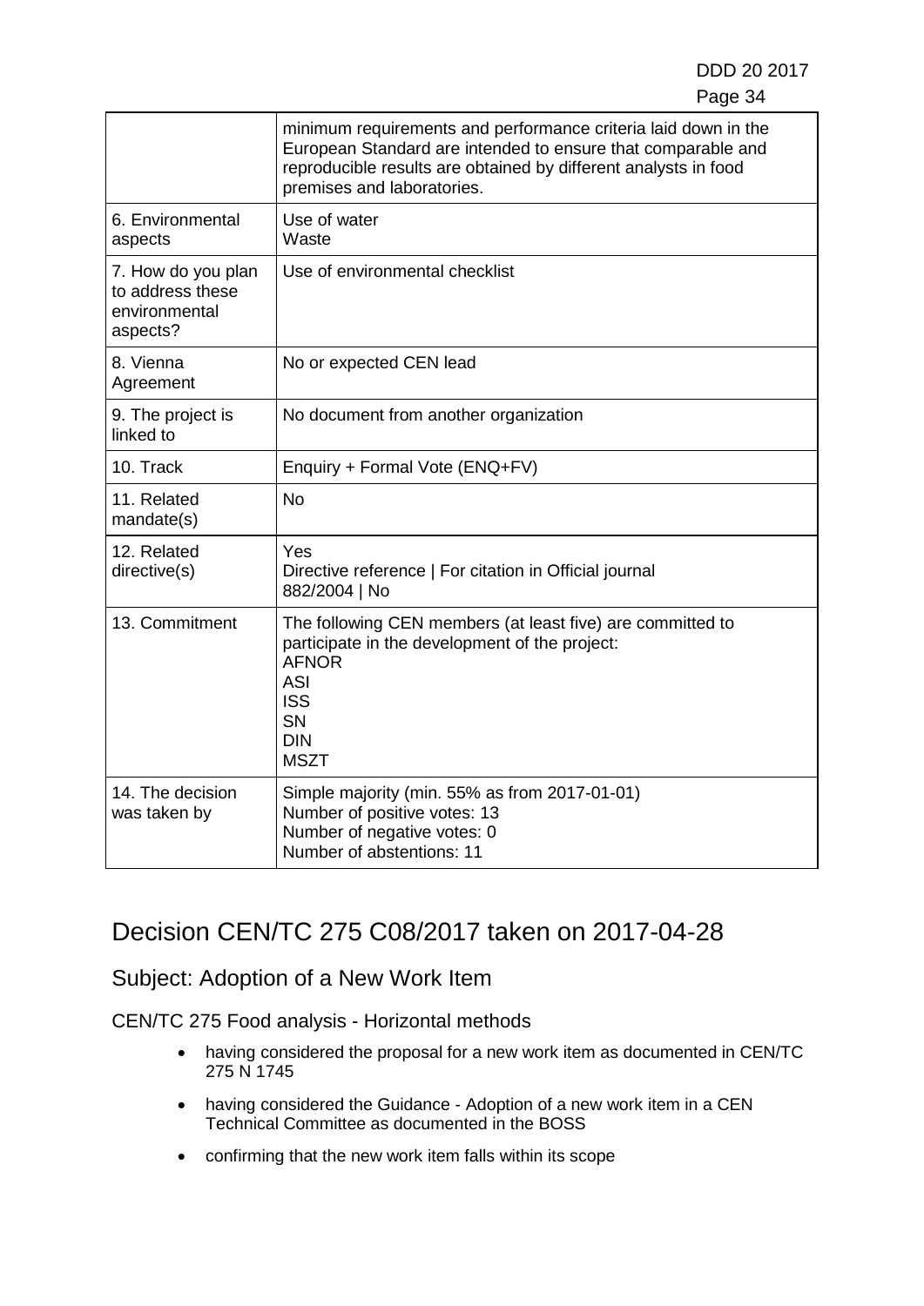| | |
|---|---|
| | minimum requirements and performance criteria laid down in the European Standard are intended to ensure that comparable and reproducible results are obtained by different analysts in food premises and laboratories. |
| 6. Environmental aspects | Use of water<br>Waste |
| 7. How do you plan to address these environmental aspects? | Use of environmental checklist |
| 8. Vienna Agreement | No or expected CEN lead |
| 9. The project is linked to | No document from another organization |
| 10. Track | Enquiry + Formal Vote (ENQ+FV) |
| 11. Related mandate(s) | No |
| 12. Related directive(s) | Yes<br>Directive reference \| For citation in Official journal<br>882/2004 \| No |
| 13. Commitment | The following CEN members (at least five) are committed to participate in the development of the project:<br>AFNOR<br>ASI<br>ISS<br>SN<br>DIN<br>MSZT |
| 14. The decision was taken by | Simple majority (min. 55% as from 2017-01-01)<br>Number of positive votes: 13<br>Number of negative votes: 0<br>Number of abstentions: 11 |

# Decision CEN/TC 275 C08/2017 taken on 2017-04-28

## Subject: Adoption of a New Work Item

CEN/TC 275 Food analysis - Horizontal methods

- having considered the proposal for a new work item as documented in CEN/TC 275 N 1745
- having considered the Guidance - Adoption of a new work item in a CEN Technical Committee as documented in the BOSS
- confirming that the new work item falls within its scope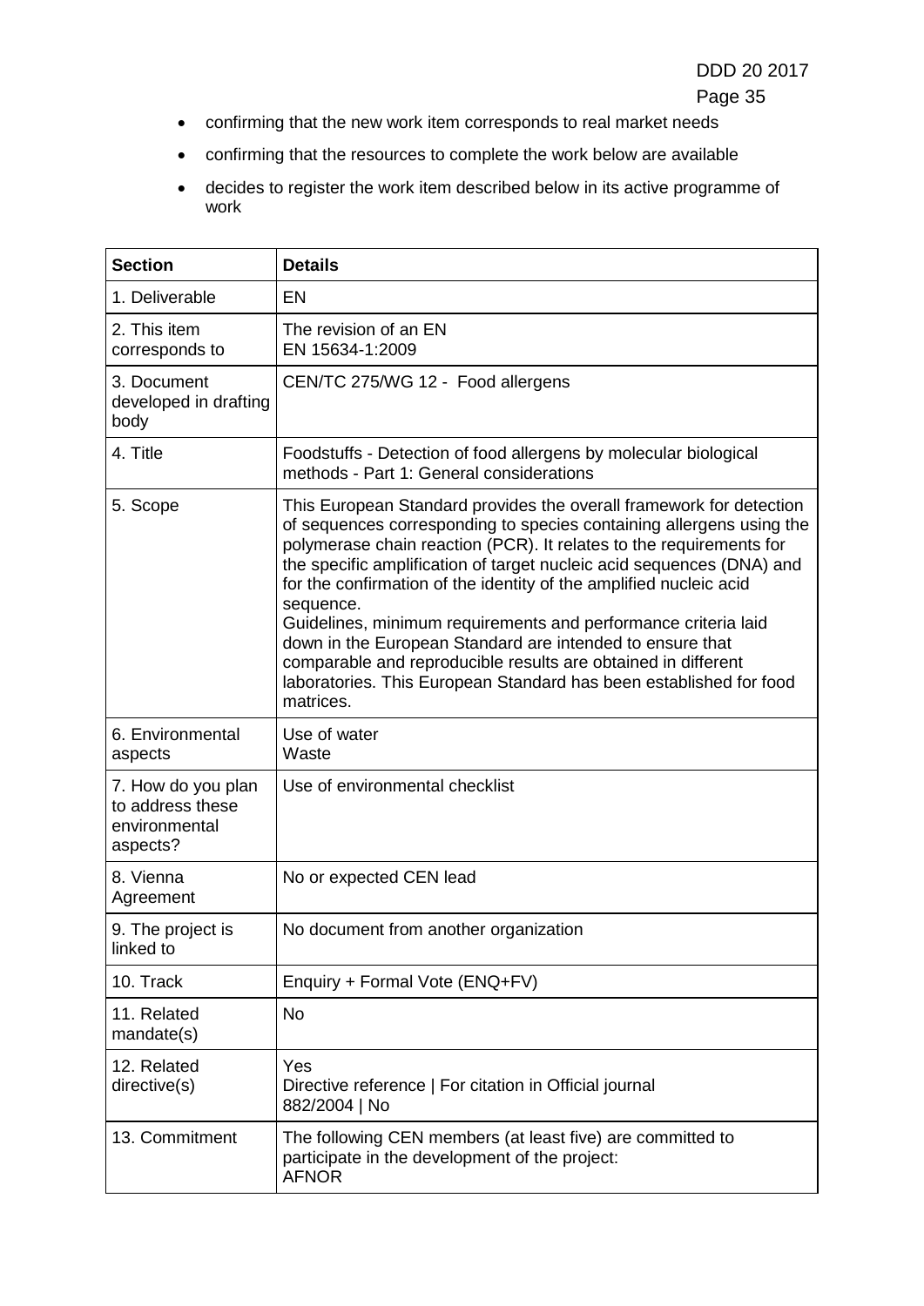- confirming that the new work item corresponds to real market needs
- confirming that the resources to complete the work below are available
- decides to register the work item described below in its active programme of work

| Section | Details |
|---|---|
| 1. Deliverable | EN |
| 2. This item corresponds to | The revision of an EN<br>EN 15634-1:2009 |
| 3. Document developed in drafting body | CEN/TC 275/WG 12 - Food allergens |
| 4. Title | Foodstuffs - Detection of food allergens by molecular biological methods - Part 1: General considerations |
| 5. Scope | This European Standard provides the overall framework for detection of sequences corresponding to species containing allergens using the polymerase chain reaction (PCR). It relates to the requirements for the specific amplification of target nucleic acid sequences (DNA) and for the confirmation of the identity of the amplified nucleic acid sequence.<br>Guidelines, minimum requirements and performance criteria laid down in the European Standard are intended to ensure that comparable and reproducible results are obtained in different laboratories. This European Standard has been established for food matrices. |
| 6. Environmental aspects | Use of water<br>Waste |
| 7. How do you plan to address these environmental aspects? | Use of environmental checklist |
| 8. Vienna Agreement | No or expected CEN lead |
| 9. The project is linked to | No document from another organization |
| 10. Track | Enquiry + Formal Vote (ENQ+FV) |
| 11. Related mandate(s) | No |
| 12. Related directive(s) | Yes<br>Directive reference \| For citation in Official journal<br>882/2004 \| No |
| 13. Commitment | The following CEN members (at least five) are committed to participate in the development of the project:<br>AFNOR |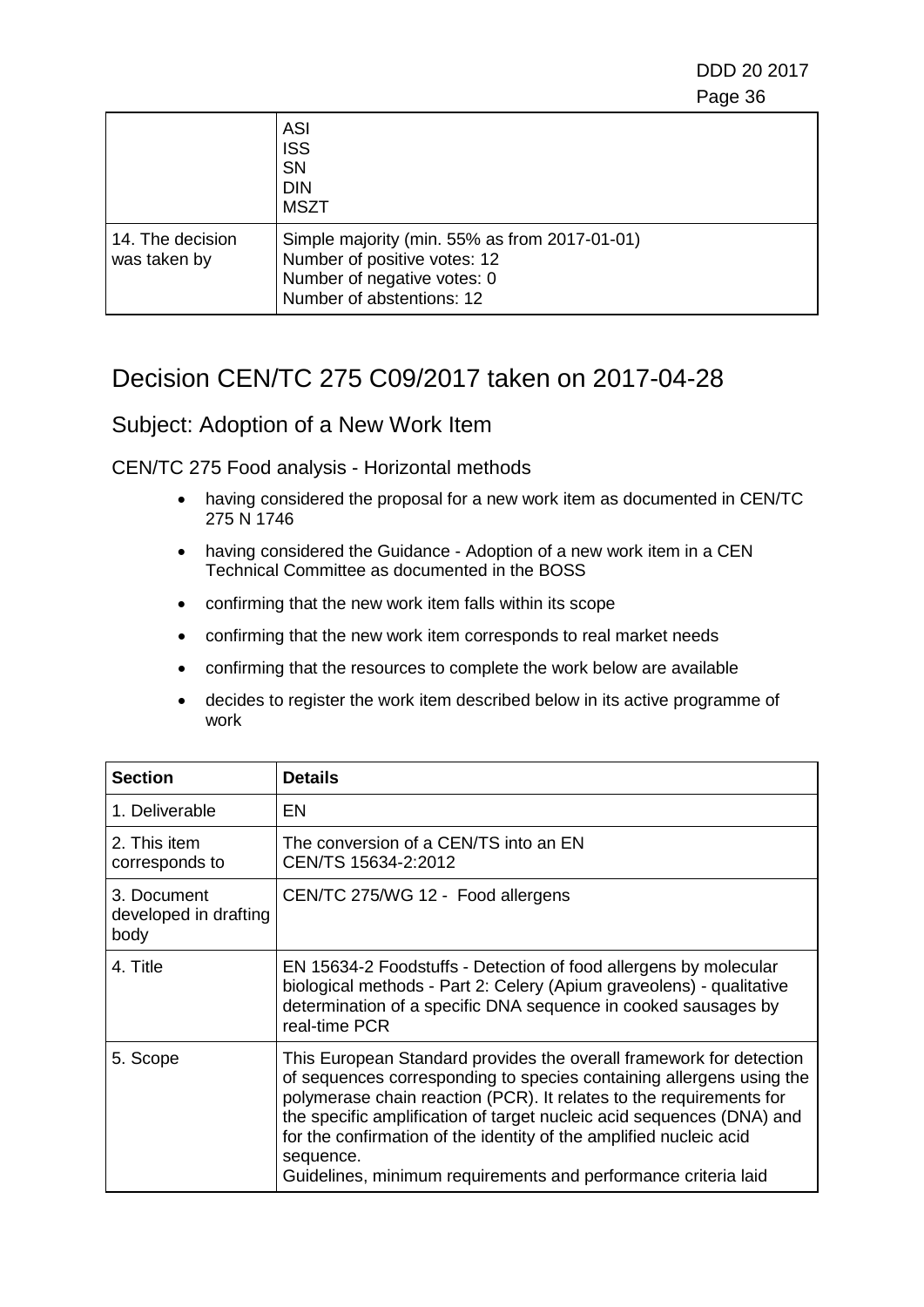|  | ASI<br>ISS<br>SN<br>DIN<br>MSZT |
| --- | --- |
| 14. The decision was taken by | Simple majority (min. 55% as from 2017-01-01)<br>Number of positive votes: 12<br>Number of negative votes: 0<br>Number of abstentions: 12 |

# Decision CEN/TC 275 C09/2017 taken on 2017-04-28

## Subject: Adoption of a New Work Item

CEN/TC 275 Food analysis - Horizontal methods

- having considered the proposal for a new work item as documented in CEN/TC 275 N 1746
- having considered the Guidance - Adoption of a new work item in a CEN Technical Committee as documented in the BOSS
- confirming that the new work item falls within its scope
- confirming that the new work item corresponds to real market needs
- confirming that the resources to complete the work below are available
- decides to register the work item described below in its active programme of work

| Section | Details |
| --- | --- |
| 1. Deliverable | EN |
| 2. This item corresponds to | The conversion of a CEN/TS into an EN<br>CEN/TS 15634-2:2012 |
| 3. Document developed in drafting body | CEN/TC 275/WG 12 - Food allergens |
| 4. Title | EN 15634-2 Foodstuffs - Detection of food allergens by molecular biological methods - Part 2: Celery (Apium graveolens) - qualitative determination of a specific DNA sequence in cooked sausages by real-time PCR |
| 5. Scope | This European Standard provides the overall framework for detection of sequences corresponding to species containing allergens using the polymerase chain reaction (PCR). It relates to the requirements for the specific amplification of target nucleic acid sequences (DNA) and for the confirmation of the identity of the amplified nucleic acid sequence.<br>Guidelines, minimum requirements and performance criteria laid |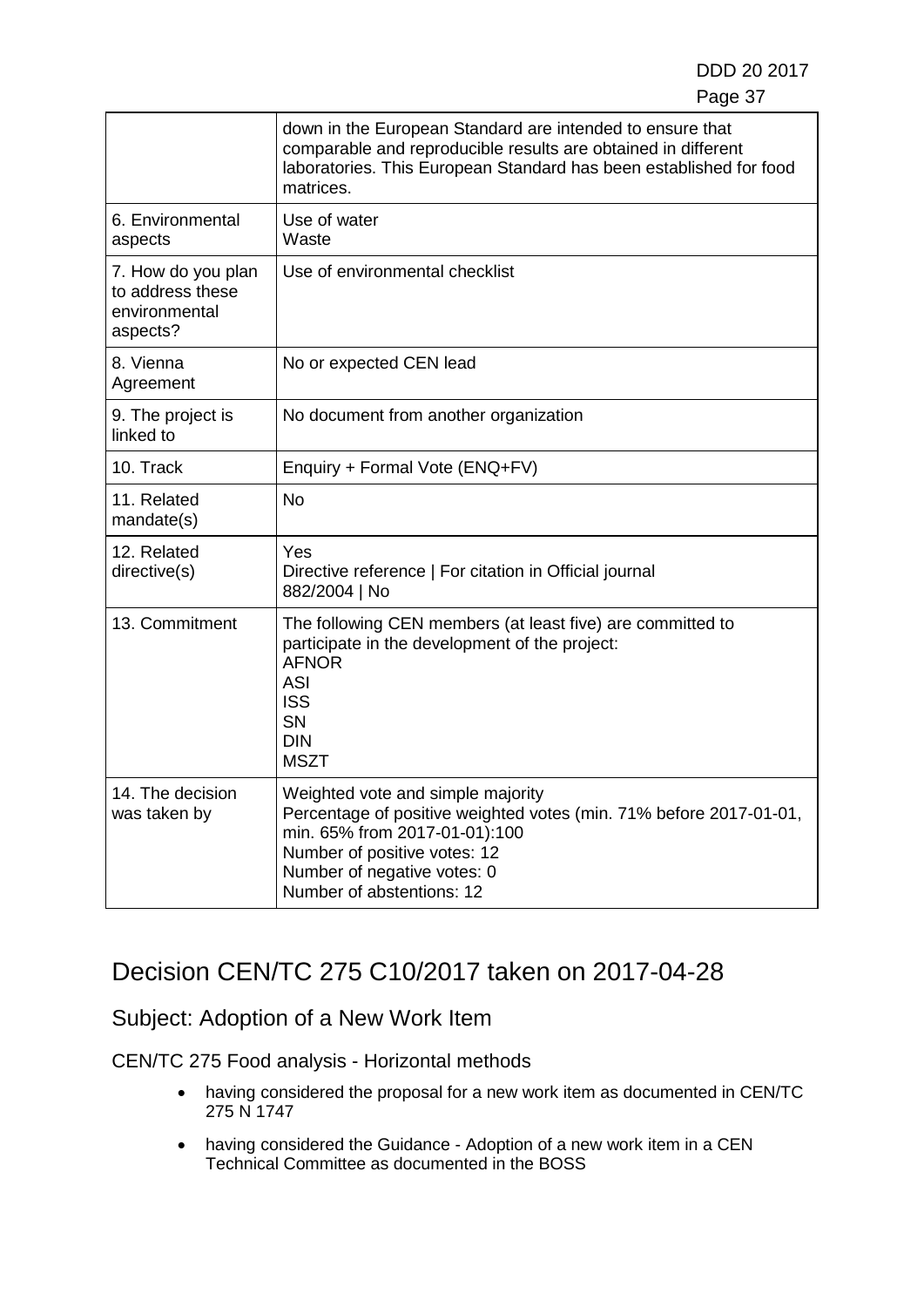| | |
|---|---|
| | down in the European Standard are intended to ensure that comparable and reproducible results are obtained in different laboratories. This European Standard has been established for food matrices. |
| 6. Environmental aspects | Use of water<br>Waste |
| 7. How do you plan to address these environmental aspects? | Use of environmental checklist |
| 8. Vienna Agreement | No or expected CEN lead |
| 9. The project is linked to | No document from another organization |
| 10. Track | Enquiry + Formal Vote (ENQ+FV) |
| 11. Related mandate(s) | No |
| 12. Related directive(s) | Yes<br>Directive reference \| For citation in Official journal<br>882/2004 \| No |
| 13. Commitment | The following CEN members (at least five) are committed to participate in the development of the project:<br>AFNOR<br>ASI<br>ISS<br>SN<br>DIN<br>MSZT |
| 14. The decision was taken by | Weighted vote and simple majority<br>Percentage of positive weighted votes (min. 71% before 2017-01-01, min. 65% from 2017-01-01):100<br>Number of positive votes: 12<br>Number of negative votes: 0<br>Number of abstentions: 12 |

# Decision CEN/TC 275 C10/2017 taken on 2017-04-28

## Subject: Adoption of a New Work Item

### CEN/TC 275 Food analysis - Horizontal methods

- having considered the proposal for a new work item as documented in CEN/TC 275 N 1747
- having considered the Guidance - Adoption of a new work item in a CEN Technical Committee as documented in the BOSS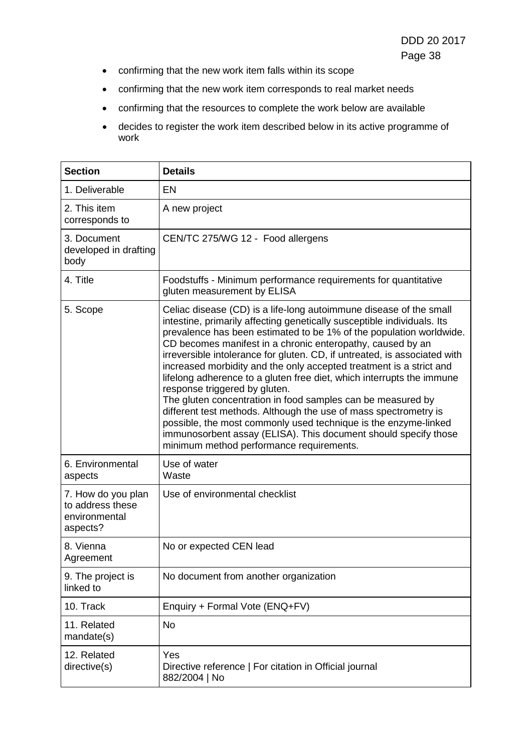- confirming that the new work item falls within its scope
- confirming that the new work item corresponds to real market needs
- confirming that the resources to complete the work below are available
- decides to register the work item described below in its active programme of work

| Section | Details |
| --- | --- |
| 1. Deliverable | EN |
| 2. This item corresponds to | A new project |
| 3. Document developed in drafting body | CEN/TC 275/WG 12 - Food allergens |
| 4. Title | Foodstuffs - Minimum performance requirements for quantitative gluten measurement by ELISA |
| 5. Scope | Celiac disease (CD) is a life-long autoimmune disease of the small intestine, primarily affecting genetically susceptible individuals. Its prevalence has been estimated to be 1% of the population worldwide. CD becomes manifest in a chronic enteropathy, caused by an irreversible intolerance for gluten. CD, if untreated, is associated with increased morbidity and the only accepted treatment is a strict and lifelong adherence to a gluten free diet, which interrupts the immune response triggered by gluten.<br>The gluten concentration in food samples can be measured by different test methods. Although the use of mass spectrometry is possible, the most commonly used technique is the enzyme-linked immunosorbent assay (ELISA). This document should specify those minimum method performance requirements. |
| 6. Environmental aspects | Use of water<br>Waste |
| 7. How do you plan to address these environmental aspects? | Use of environmental checklist |
| 8. Vienna Agreement | No or expected CEN lead |
| 9. The project is linked to | No document from another organization |
| 10. Track | Enquiry + Formal Vote (ENQ+FV) |
| 11. Related mandate(s) | No |
| 12. Related directive(s) | Yes<br>Directive reference \| For citation in Official journal<br>882/2004 \| No |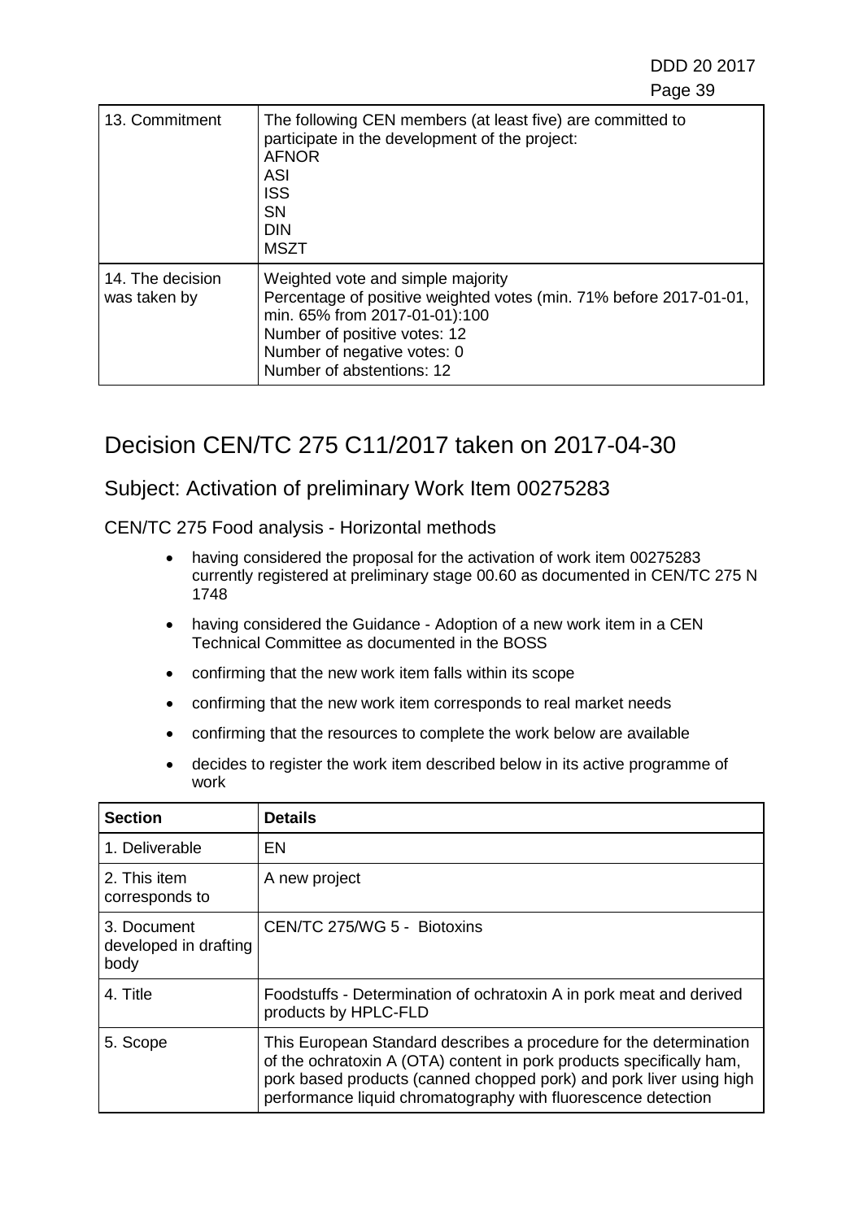| | |
|---|---|
| 13. Commitment | The following CEN members (at least five) are committed to participate in the development of the project:<br>AFNOR<br>ASI<br>ISS<br>SN<br>DIN<br>MSZT |
| 14. The decision was taken by | Weighted vote and simple majority<br>Percentage of positive weighted votes (min. 71% before 2017-01-01, min. 65% from 2017-01-01):100<br>Number of positive votes: 12<br>Number of negative votes: 0<br>Number of abstentions: 12 |

# Decision CEN/TC 275 C11/2017 taken on 2017-04-30

## Subject: Activation of preliminary Work Item 00275283

CEN/TC 275 Food analysis - Horizontal methods

- having considered the proposal for the activation of work item 00275283 currently registered at preliminary stage 00.60 as documented in CEN/TC 275 N 1748
- having considered the Guidance - Adoption of a new work item in a CEN Technical Committee as documented in the BOSS
- confirming that the new work item falls within its scope
- confirming that the new work item corresponds to real market needs
- confirming that the resources to complete the work below are available
- decides to register the work item described below in its active programme of work

| Section | Details |
|---|---|
| 1. Deliverable | EN |
| 2. This item corresponds to | A new project |
| 3. Document developed in drafting body | CEN/TC 275/WG 5 - Biotoxins |
| 4. Title | Foodstuffs - Determination of ochratoxin A in pork meat and derived products by HPLC-FLD |
| 5. Scope | This European Standard describes a procedure for the determination of the ochratoxin A (OTA) content in pork products specifically ham, pork based products (canned chopped pork) and pork liver using high performance liquid chromatography with fluorescence detection |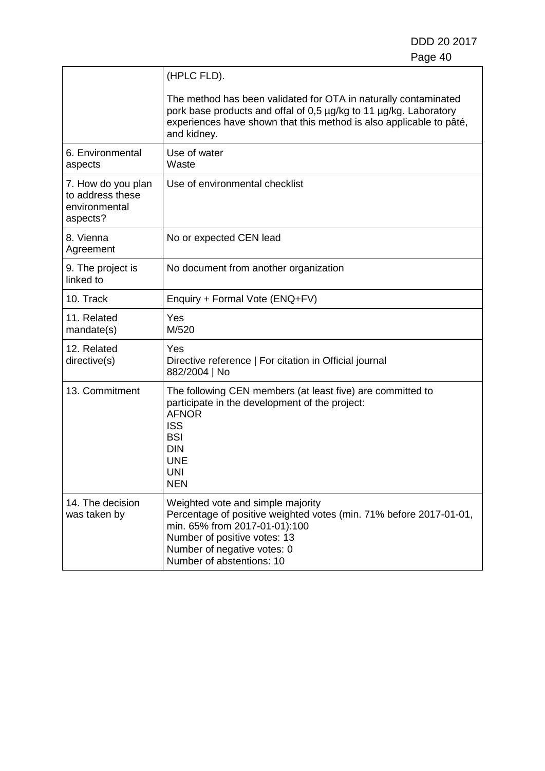|  | (HPLC FLD).<br><br>The method has been validated for OTA in naturally contaminated pork base products and offal of 0,5 µg/kg to 11 µg/kg. Laboratory experiences have shown that this method is also applicable to pâté, and kidney. |
|---|---|
| 6. Environmental aspects | Use of water<br>Waste |
| 7. How do you plan to address these environmental aspects? | Use of environmental checklist |
| 8. Vienna Agreement | No or expected CEN lead |
| 9. The project is linked to | No document from another organization |
| 10. Track | Enquiry + Formal Vote (ENQ+FV) |
| 11. Related mandate(s) | Yes<br>M/520 |
| 12. Related directive(s) | Yes<br>Directive reference \| For citation in Official journal<br>882/2004 \| No |
| 13. Commitment | The following CEN members (at least five) are committed to participate in the development of the project:<br>AFNOR<br>ISS<br>BSI<br>DIN<br>UNE<br>UNI<br>NEN |
| 14. The decision was taken by | Weighted vote and simple majority<br>Percentage of positive weighted votes (min. 71% before 2017-01-01, min. 65% from 2017-01-01):100<br>Number of positive votes: 13<br>Number of negative votes: 0<br>Number of abstentions: 10 |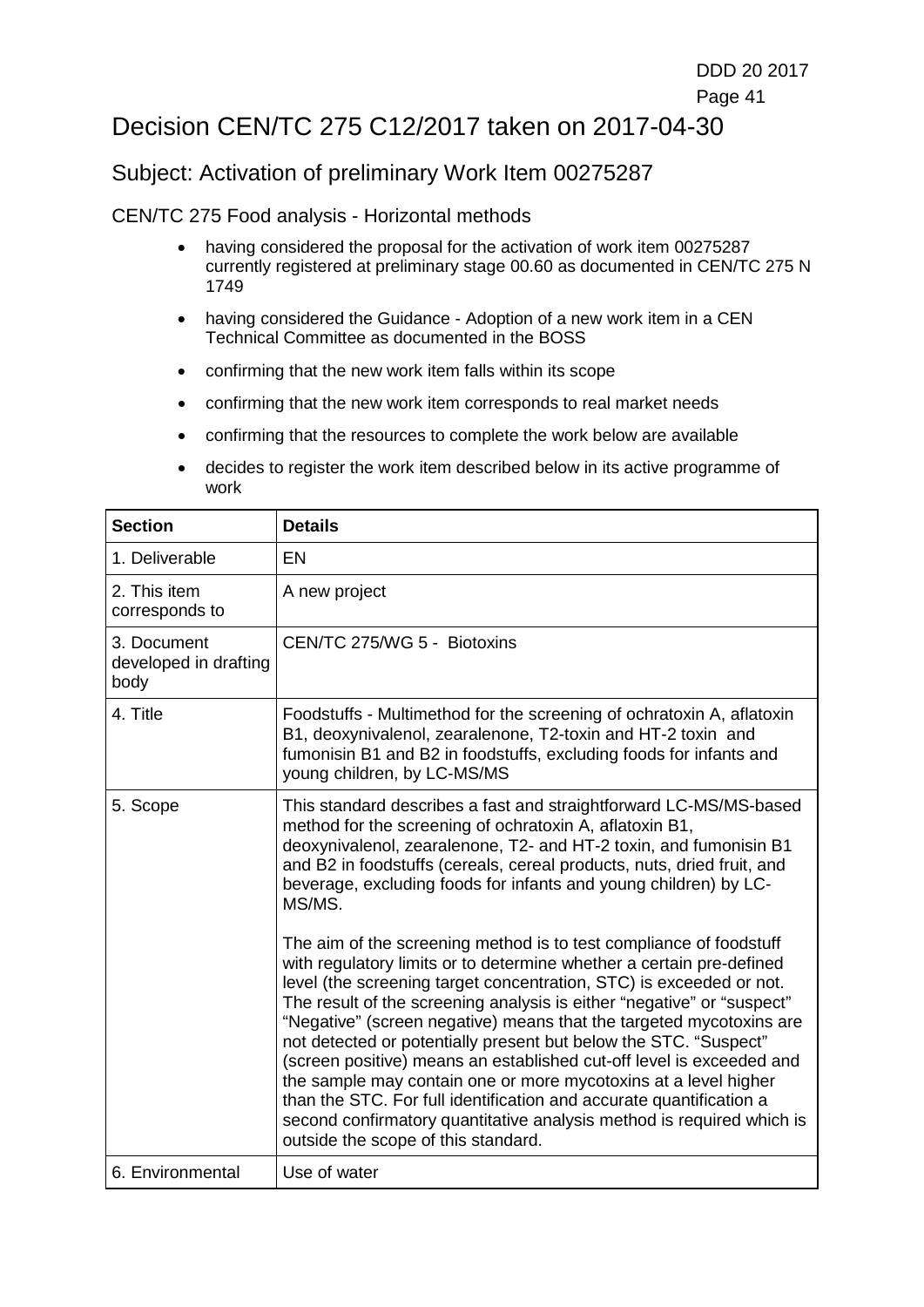# Decision CEN/TC 275 C12/2017 taken on 2017-04-30

## Subject: Activation of preliminary Work Item 00275287

CEN/TC 275 Food analysis - Horizontal methods

- having considered the proposal for the activation of work item 00275287 currently registered at preliminary stage 00.60 as documented in CEN/TC 275 N 1749
- having considered the Guidance - Adoption of a new work item in a CEN Technical Committee as documented in the BOSS
- confirming that the new work item falls within its scope
- confirming that the new work item corresponds to real market needs
- confirming that the resources to complete the work below are available
- decides to register the work item described below in its active programme of work

| Section | Details |
|---|---|
| 1. Deliverable | EN |
| 2. This item corresponds to | A new project |
| 3. Document developed in drafting body | CEN/TC 275/WG 5 - Biotoxins |
| 4. Title | Foodstuffs - Multimethod for the screening of ochratoxin A, aflatoxin B1, deoxynivalenol, zearalenone, T2-toxin and HT-2 toxin and fumonisin B1 and B2 in foodstuffs, excluding foods for infants and young children, by LC-MS/MS |
| 5. Scope | This standard describes a fast and straightforward LC-MS/MS-based method for the screening of ochratoxin A, aflatoxin B1, deoxynivalenol, zearalenone, T2- and HT-2 toxin, and fumonisin B1 and B2 in foodstuffs (cereals, cereal products, nuts, dried fruit, and beverage, excluding foods for infants and young children) by LC-MS/MS.<br><br>The aim of the screening method is to test compliance of foodstuff with regulatory limits or to determine whether a certain pre-defined level (the screening target concentration, STC) is exceeded or not. The result of the screening analysis is either "negative" or "suspect" "Negative" (screen negative) means that the targeted mycotoxins are not detected or potentially present but below the STC. "Suspect" (screen positive) means an established cut-off level is exceeded and the sample may contain one or more mycotoxins at a level higher than the STC. For full identification and accurate quantification a second confirmatory quantitative analysis method is required which is outside the scope of this standard. |
| 6. Environmental | Use of water |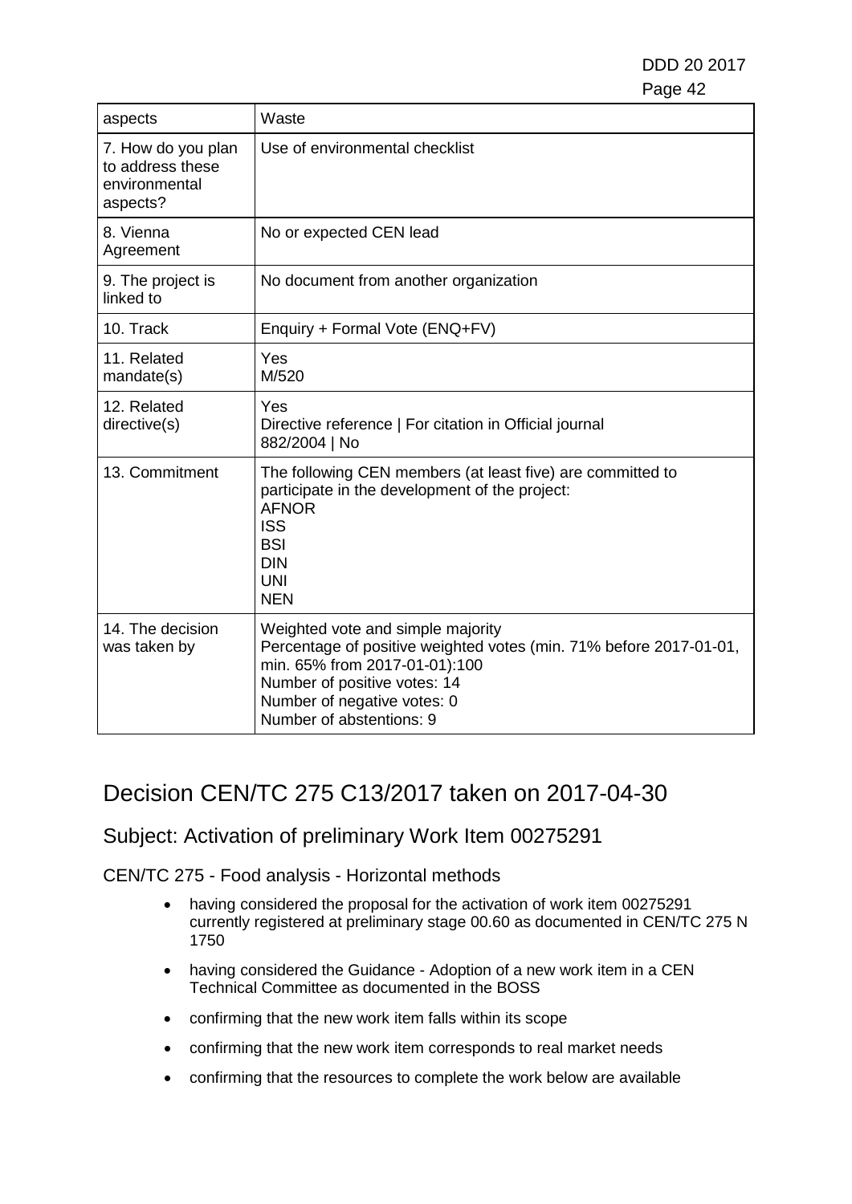| aspects | Waste |
|---|---|
| 7. How do you plan to address these environmental aspects? | Use of environmental checklist |
| 8. Vienna Agreement | No or expected CEN lead |
| 9. The project is linked to | No document from another organization |
| 10. Track | Enquiry + Formal Vote (ENQ+FV) |
| 11. Related mandate(s) | Yes<br>M/520 |
| 12. Related directive(s) | Yes<br>Directive reference \| For citation in Official journal<br>882/2004 \| No |
| 13. Commitment | The following CEN members (at least five) are committed to participate in the development of the project:<br>AFNOR<br>ISS<br>BSI<br>DIN<br>UNI<br>NEN |
| 14. The decision was taken by | Weighted vote and simple majority<br>Percentage of positive weighted votes (min. 71% before 2017-01-01, min. 65% from 2017-01-01):100<br>Number of positive votes: 14<br>Number of negative votes: 0<br>Number of abstentions: 9 |

# Decision CEN/TC 275 C13/2017 taken on 2017-04-30

## Subject: Activation of preliminary Work Item 00275291

### CEN/TC 275 - Food analysis - Horizontal methods

- having considered the proposal for the activation of work item 00275291 currently registered at preliminary stage 00.60 as documented in CEN/TC 275 N 1750
- having considered the Guidance - Adoption of a new work item in a CEN Technical Committee as documented in the BOSS
- confirming that the new work item falls within its scope
- confirming that the new work item corresponds to real market needs
- confirming that the resources to complete the work below are available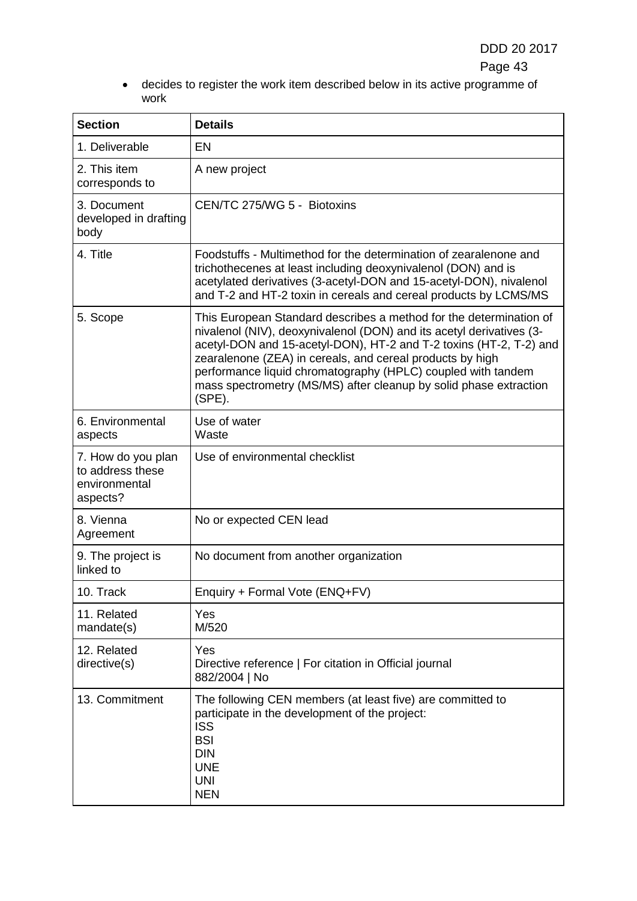- decides to register the work item described below in its active programme of work

| Section | Details |
|---|---|
| 1. Deliverable | EN |
| 2. This item corresponds to | A new project |
| 3. Document developed in drafting body | CEN/TC 275/WG 5 - Biotoxins |
| 4. Title | Foodstuffs - Multimethod for the determination of zearalenone and trichothecenes at least including deoxynivalenol (DON) and is acetylated derivatives (3-acetyl-DON and 15-acetyl-DON), nivalenol and T-2 and HT-2 toxin in cereals and cereal products by LCMS/MS |
| 5. Scope | This European Standard describes a method for the determination of nivalenol (NIV), deoxynivalenol (DON) and its acetyl derivatives (3-acetyl-DON and 15-acetyl-DON), HT-2 and T-2 toxins (HT-2, T-2) and zearalenone (ZEA) in cereals, and cereal products by high performance liquid chromatography (HPLC) coupled with tandem mass spectrometry (MS/MS) after cleanup by solid phase extraction (SPE). |
| 6. Environmental aspects | Use of water<br>Waste |
| 7. How do you plan to address these environmental aspects? | Use of environmental checklist |
| 8. Vienna Agreement | No or expected CEN lead |
| 9. The project is linked to | No document from another organization |
| 10. Track | Enquiry + Formal Vote (ENQ+FV) |
| 11. Related mandate(s) | Yes<br>M/520 |
| 12. Related directive(s) | Yes<br>Directive reference \| For citation in Official journal<br>882/2004 \| No |
| 13. Commitment | The following CEN members (at least five) are committed to participate in the development of the project:<br>ISS<br>BSI<br>DIN<br>UNE<br>UNI<br>NEN |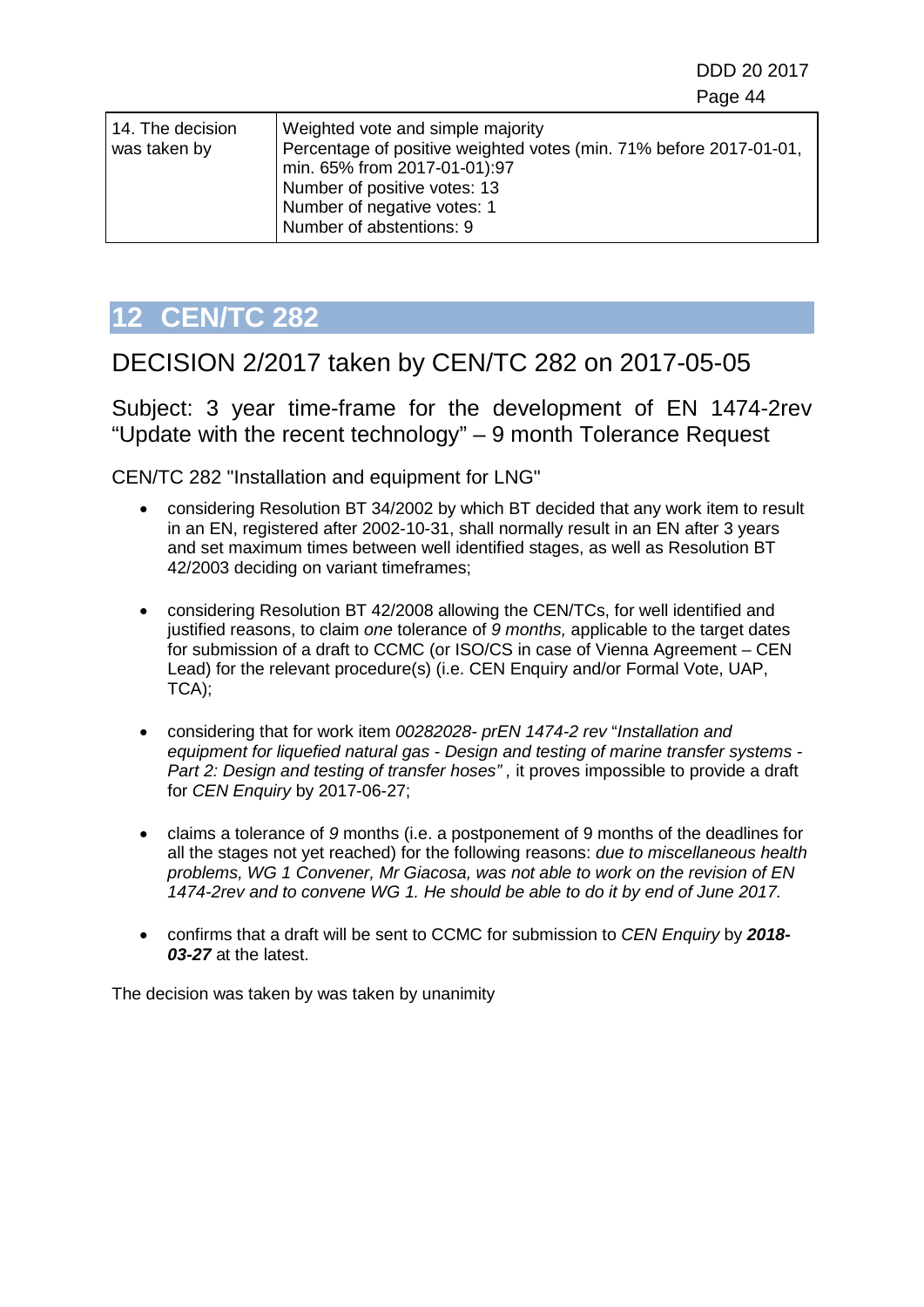| 14. The decision was taken by | Weighted vote and simple majority<br>Percentage of positive weighted votes (min. 71% before 2017-01-01, min. 65% from 2017-01-01):97<br>Number of positive votes: 13<br>Number of negative votes: 1<br>Number of abstentions: 9 |
|---|---|

# 12 CEN/TC 282

## DECISION 2/2017 taken by CEN/TC 282 on 2017-05-05

### Subject: 3 year time-frame for the development of EN 1474-2rev "Update with the recent technology" – 9 month Tolerance Request

CEN/TC 282 "Installation and equipment for LNG"

- considering Resolution BT 34/2002 by which BT decided that any work item to result in an EN, registered after 2002-10-31, shall normally result in an EN after 3 years and set maximum times between well identified stages, as well as Resolution BT 42/2003 deciding on variant timeframes;

- considering Resolution BT 42/2008 allowing the CEN/TCs, for well identified and justified reasons, to claim *one* tolerance of *9 months,* applicable to the target dates for submission of a draft to CCMC (or ISO/CS in case of Vienna Agreement – CEN Lead) for the relevant procedure(s) (i.e. CEN Enquiry and/or Formal Vote, UAP, TCA);

- considering that for work item *00282028- prEN 1474-2 rev* "*Installation and equipment for liquefied natural gas - Design and testing of marine transfer systems - Part 2: Design and testing of transfer hoses"* , it proves impossible to provide a draft for *CEN Enquiry* by 2017-06-27;

- claims a tolerance of *9* months (i.e. a postponement of 9 months of the deadlines for all the stages not yet reached) for the following reasons: *due to miscellaneous health problems, WG 1 Convener, Mr Giacosa, was not able to work on the revision of EN 1474-2rev and to convene WG 1. He should be able to do it by end of June 2017.*

- confirms that a draft will be sent to CCMC for submission to *CEN Enquiry* by ***2018-03-27*** at the latest.

The decision was taken by was taken by unanimity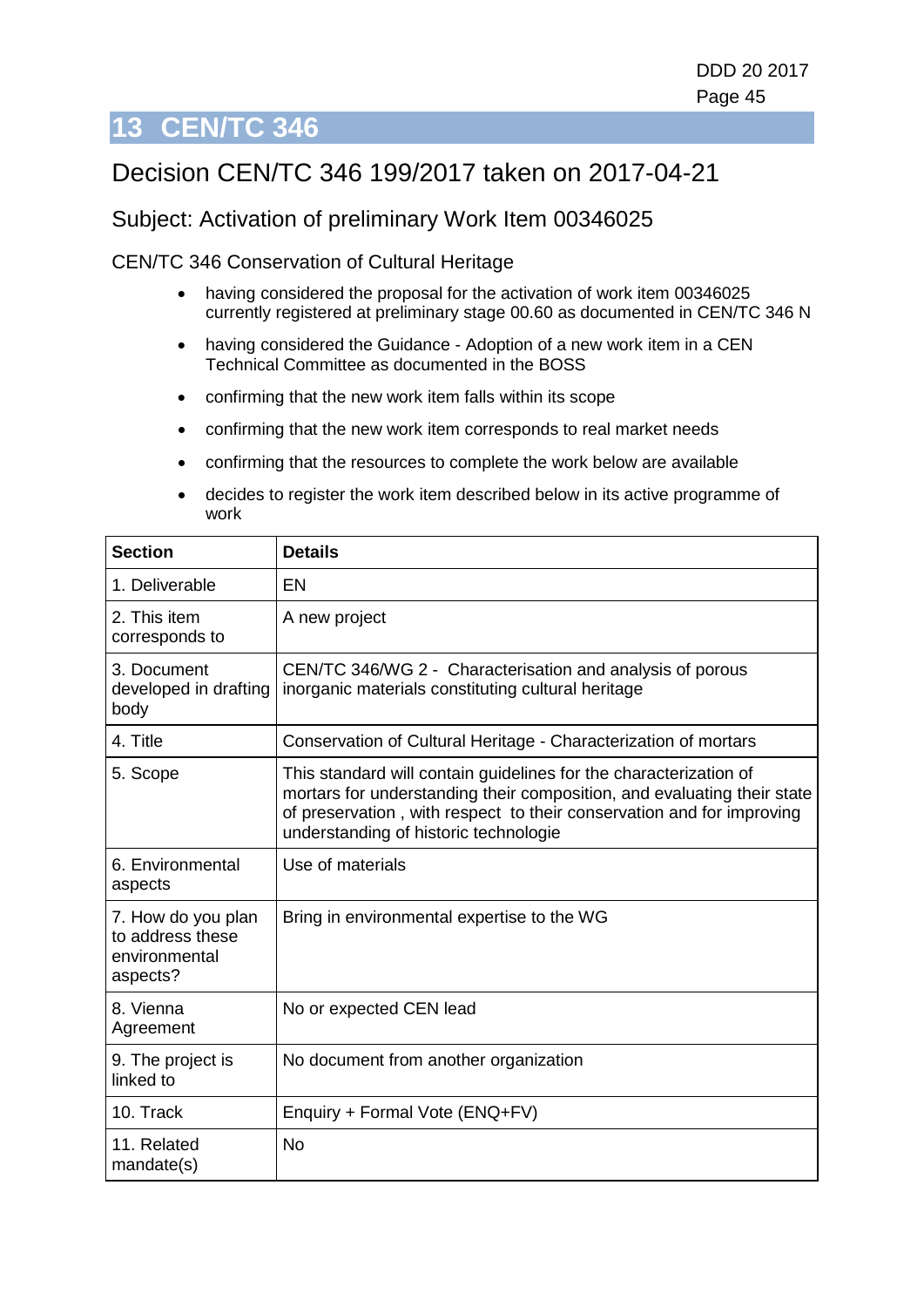# 13 CEN/TC 346

## Decision CEN/TC 346 199/2017 taken on 2017-04-21

### Subject: Activation of preliminary Work Item 00346025

CEN/TC 346 Conservation of Cultural Heritage

- having considered the proposal for the activation of work item 00346025 currently registered at preliminary stage 00.60 as documented in CEN/TC 346 N
- having considered the Guidance - Adoption of a new work item in a CEN Technical Committee as documented in the BOSS
- confirming that the new work item falls within its scope
- confirming that the new work item corresponds to real market needs
- confirming that the resources to complete the work below are available
- decides to register the work item described below in its active programme of work

| Section | Details |
|---|---|
| 1. Deliverable | EN |
| 2. This item corresponds to | A new project |
| 3. Document developed in drafting body | CEN/TC 346/WG 2 - Characterisation and analysis of porous inorganic materials constituting cultural heritage |
| 4. Title | Conservation of Cultural Heritage - Characterization of mortars |
| 5. Scope | This standard will contain guidelines for the characterization of mortars for understanding their composition, and evaluating their state of preservation , with respect to their conservation and for improving understanding of historic technologie |
| 6. Environmental aspects | Use of materials |
| 7. How do you plan to address these environmental aspects? | Bring in environmental expertise to the WG |
| 8. Vienna Agreement | No or expected CEN lead |
| 9. The project is linked to | No document from another organization |
| 10. Track | Enquiry + Formal Vote (ENQ+FV) |
| 11. Related mandate(s) | No |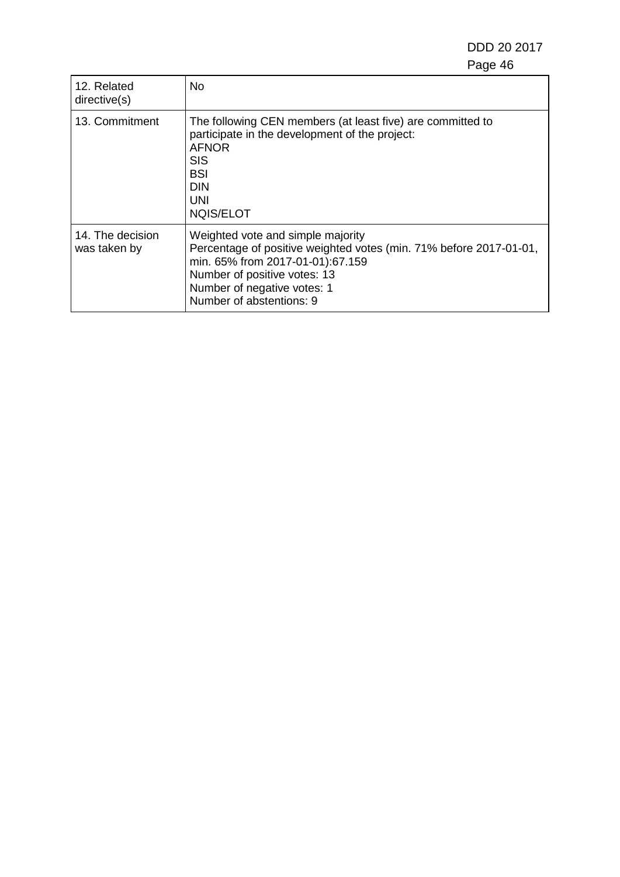| | |
|---|---|
| 12. Related directive(s) | No |
| 13. Commitment | The following CEN members (at least five) are committed to participate in the development of the project:<br>AFNOR<br>SIS<br>BSI<br>DIN<br>UNI<br>NQIS/ELOT |
| 14. The decision was taken by | Weighted vote and simple majority<br>Percentage of positive weighted votes (min. 71% before 2017-01-01, min. 65% from 2017-01-01):67.159<br>Number of positive votes: 13<br>Number of negative votes: 1<br>Number of abstentions: 9 |